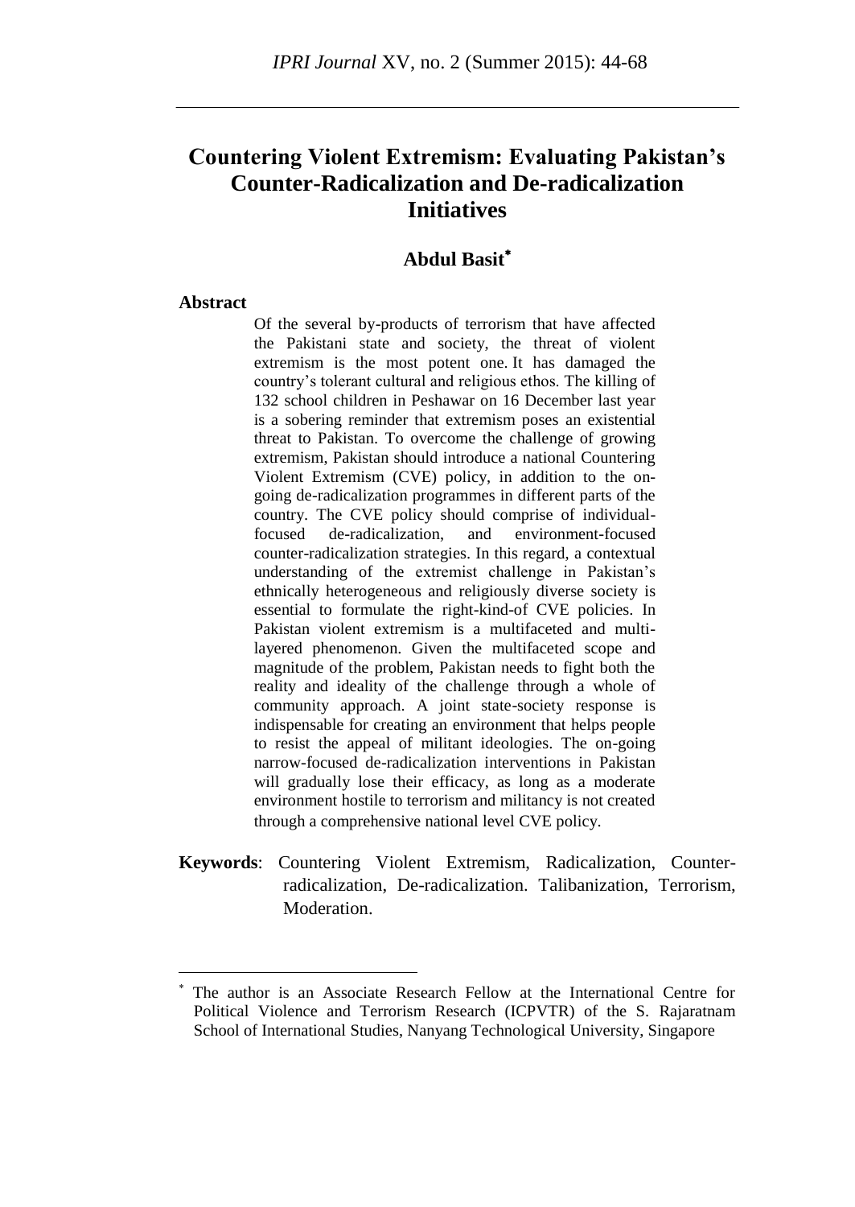# Countering Violent Extremism: Evaluating Pakistan's Counter-Radicalization and De-radicalization Initiatives

## Abdul Basit*

**Abstract**

Of the several by-products of terrorism that have affected the Pakistani state and society, the threat of violent extremism is the most potent one. It has damaged the country's tolerant cultural and religious ethos. The killing of 132 school children in Peshawar on 16 December last year is a sobering reminder that extremism poses an existential threat to Pakistan. To overcome the challenge of growing extremism, Pakistan should introduce a national Countering Violent Extremism (CVE) policy, in addition to the on-going de-radicalization programmes in different parts of the country. The CVE policy should comprise of individual-focused de-radicalization, and environment-focused counter-radicalization strategies. In this regard, a contextual understanding of the extremist challenge in Pakistan's ethnically heterogeneous and religiously diverse society is essential to formulate the right-kind-of CVE policies. In Pakistan violent extremism is a multifaceted and multi-layered phenomenon. Given the multifaceted scope and magnitude of the problem, Pakistan needs to fight both the reality and ideality of the challenge through a whole of community approach. A joint state-society response is indispensable for creating an environment that helps people to resist the appeal of militant ideologies. The on-going narrow-focused de-radicalization interventions in Pakistan will gradually lose their efficacy, as long as a moderate environment hostile to terrorism and militancy is not created through a comprehensive national level CVE policy.

**Keywords**: Countering Violent Extremism, Radicalization, Counter-radicalization, De-radicalization. Talibanization, Terrorism, Moderation.

---

* The author is an Associate Research Fellow at the International Centre for Political Violence and Terrorism Research (ICPVTR) of the S. Rajaratnam School of International Studies, Nanyang Technological University, Singapore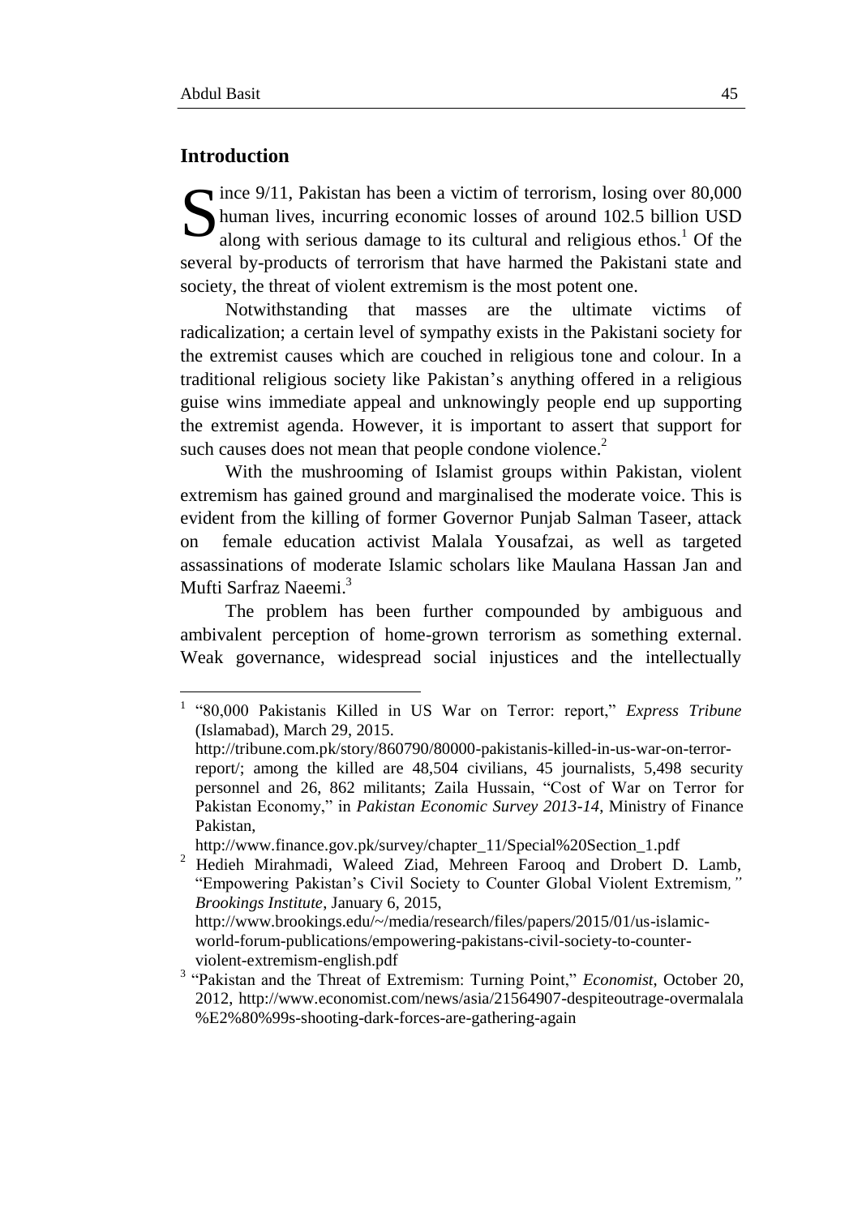## Introduction

Since 9/11, Pakistan has been a victim of terrorism, losing over 80,000 human lives, incurring economic losses of around 102.5 billion USD along with serious damage to its cultural and religious ethos.[1] Of the several by-products of terrorism that have harmed the Pakistani state and society, the threat of violent extremism is the most potent one.

Notwithstanding that masses are the ultimate victims of radicalization; a certain level of sympathy exists in the Pakistani society for the extremist causes which are couched in religious tone and colour. In a traditional religious society like Pakistan's anything offered in a religious guise wins immediate appeal and unknowingly people end up supporting the extremist agenda. However, it is important to assert that support for such causes does not mean that people condone violence.[2]

With the mushrooming of Islamist groups within Pakistan, violent extremism has gained ground and marginalised the moderate voice. This is evident from the killing of former Governor Punjab Salman Taseer, attack on female education activist Malala Yousafzai, as well as targeted assassinations of moderate Islamic scholars like Maulana Hassan Jan and Mufti Sarfraz Naeemi.[3]

The problem has been further compounded by ambiguous and ambivalent perception of home-grown terrorism as something external. Weak governance, widespread social injustices and the intellectually

---

[1] "80,000 Pakistanis Killed in US War on Terror: report," *Express Tribune* (Islamabad), March 29, 2015. http://tribune.com.pk/story/860790/80000-pakistanis-killed-in-us-war-on-terror-report/; among the killed are 48,504 civilians, 45 journalists, 5,498 security personnel and 26, 862 militants; Zaila Hussain, "Cost of War on Terror for Pakistan Economy," in *Pakistan Economic Survey 2013-14*, Ministry of Finance Pakistan, http://www.finance.gov.pk/survey/chapter_11/Special%20Section_1.pdf

[2] Hedieh Mirahmadi, Waleed Ziad, Mehreen Farooq and Drobert D. Lamb, "Empowering Pakistan's Civil Society to Counter Global Violent Extremism," *Brookings Institute*, January 6, 2015, http://www.brookings.edu/~/media/research/files/papers/2015/01/us-islamic-world-forum-publications/empowering-pakistans-civil-society-to-counter-violent-extremism-english.pdf

[3] "Pakistan and the Threat of Extremism: Turning Point," *Economist*, October 20, 2012, http://www.economist.com/news/asia/21564907-despiteoutrage-overmalala%E2%80%99s-shooting-dark-forces-are-gathering-again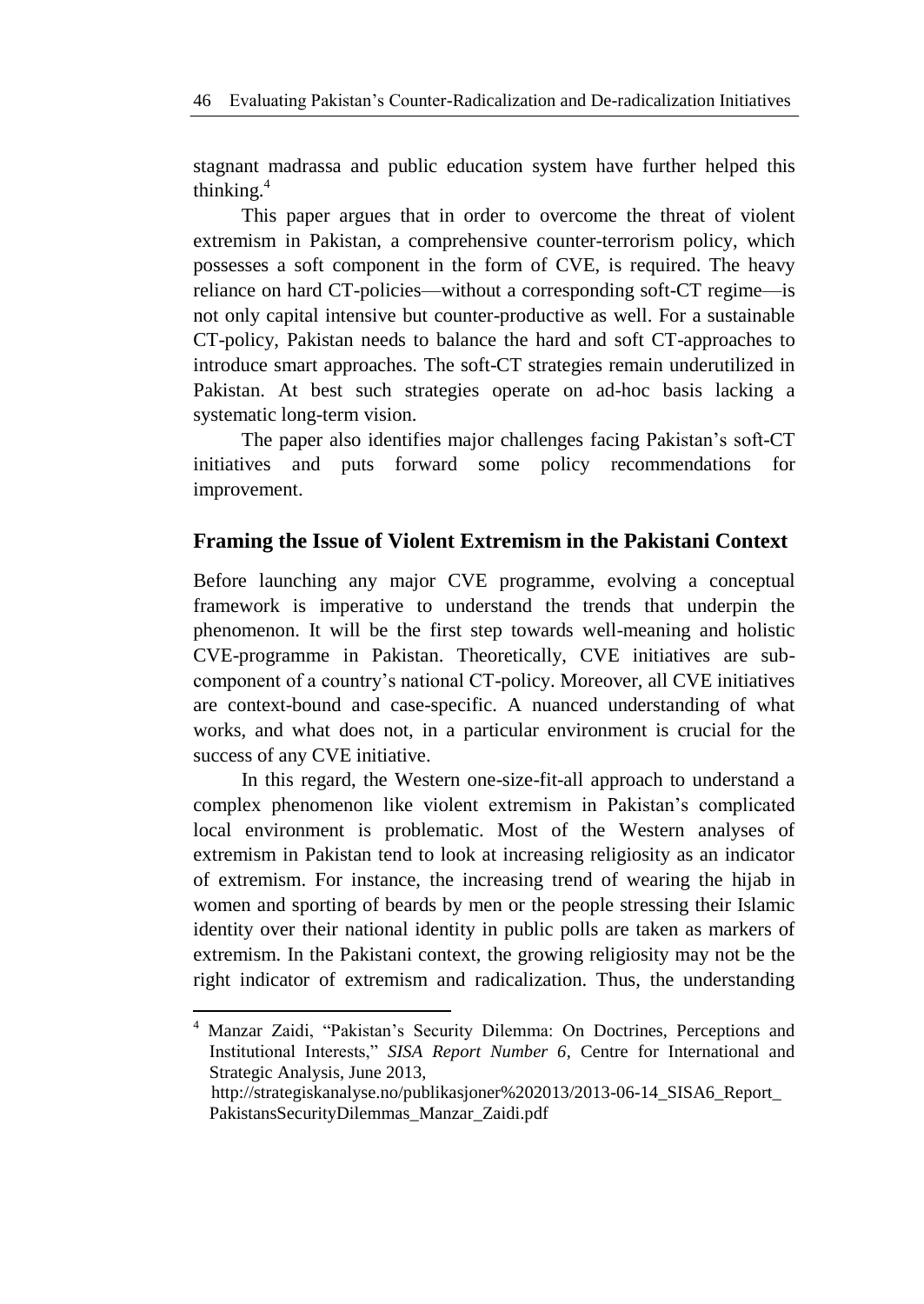stagnant madrassa and public education system have further helped this thinking.[4]

This paper argues that in order to overcome the threat of violent extremism in Pakistan, a comprehensive counter-terrorism policy, which possesses a soft component in the form of CVE, is required. The heavy reliance on hard CT-policies—without a corresponding soft-CT regime—is not only capital intensive but counter-productive as well. For a sustainable CT-policy, Pakistan needs to balance the hard and soft CT-approaches to introduce smart approaches. The soft-CT strategies remain underutilized in Pakistan. At best such strategies operate on ad-hoc basis lacking a systematic long-term vision.

The paper also identifies major challenges facing Pakistan's soft-CT initiatives and puts forward some policy recommendations for improvement.

## Framing the Issue of Violent Extremism in the Pakistani Context

Before launching any major CVE programme, evolving a conceptual framework is imperative to understand the trends that underpin the phenomenon. It will be the first step towards well-meaning and holistic CVE-programme in Pakistan. Theoretically, CVE initiatives are sub-component of a country's national CT-policy. Moreover, all CVE initiatives are context-bound and case-specific. A nuanced understanding of what works, and what does not, in a particular environment is crucial for the success of any CVE initiative.

In this regard, the Western one-size-fit-all approach to understand a complex phenomenon like violent extremism in Pakistan's complicated local environment is problematic. Most of the Western analyses of extremism in Pakistan tend to look at increasing religiosity as an indicator of extremism. For instance, the increasing trend of wearing the hijab in women and sporting of beards by men or the people stressing their Islamic identity over their national identity in public polls are taken as markers of extremism. In the Pakistani context, the growing religiosity may not be the right indicator of extremism and radicalization. Thus, the understanding

---

[4] Manzar Zaidi, "Pakistan's Security Dilemma: On Doctrines, Perceptions and Institutional Interests," *SISA Report Number 6*, Centre for International and Strategic Analysis, June 2013, http://strategiskanalyse.no/publikasjoner%202013/2013-06-14_SISA6_Report_PakistansSecurityDilemmas_Manzar_Zaidi.pdf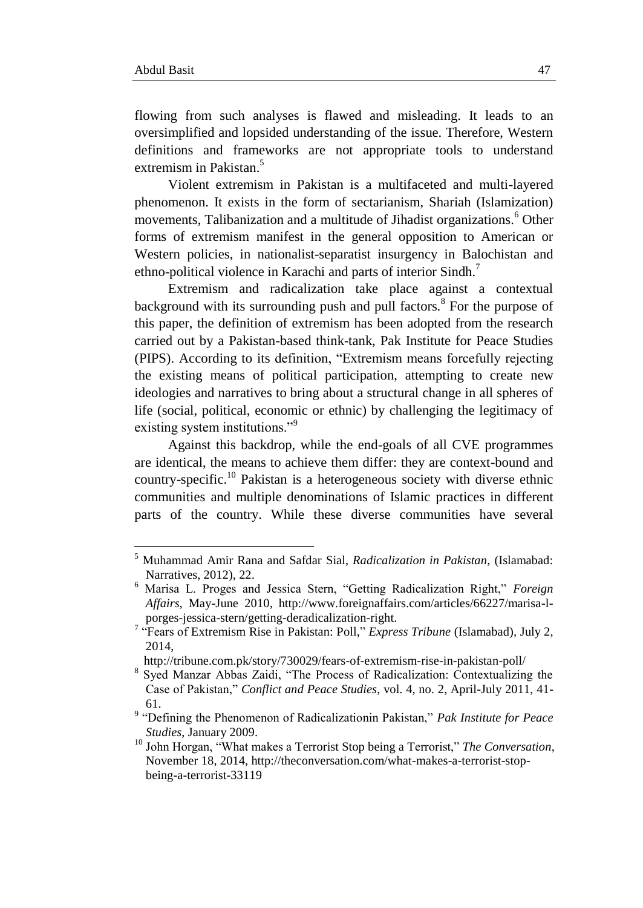flowing from such analyses is flawed and misleading. It leads to an oversimplified and lopsided understanding of the issue. Therefore, Western definitions and frameworks are not appropriate tools to understand extremism in Pakistan.[5]

Violent extremism in Pakistan is a multifaceted and multi-layered phenomenon. It exists in the form of sectarianism, Shariah (Islamization) movements, Talibanization and a multitude of Jihadist organizations.[6] Other forms of extremism manifest in the general opposition to American or Western policies, in nationalist-separatist insurgency in Balochistan and ethno-political violence in Karachi and parts of interior Sindh.[7]

Extremism and radicalization take place against a contextual background with its surrounding push and pull factors.[8] For the purpose of this paper, the definition of extremism has been adopted from the research carried out by a Pakistan-based think-tank, Pak Institute for Peace Studies (PIPS). According to its definition, "Extremism means forcefully rejecting the existing means of political participation, attempting to create new ideologies and narratives to bring about a structural change in all spheres of life (social, political, economic or ethnic) by challenging the legitimacy of existing system institutions."[9]

Against this backdrop, while the end-goals of all CVE programmes are identical, the means to achieve them differ: they are context-bound and country-specific.[10] Pakistan is a heterogeneous society with diverse ethnic communities and multiple denominations of Islamic practices in different parts of the country. While these diverse communities have several

---

[5] Muhammad Amir Rana and Safdar Sial, *Radicalization in Pakistan*, (Islamabad: Narratives, 2012), 22.

[6] Marisa L. Proges and Jessica Stern, "Getting Radicalization Right," *Foreign Affairs*, May-June 2010, http://www.foreignaffairs.com/articles/66227/marisa-l-porges-jessica-stern/getting-deradicalization-right.

[7] "Fears of Extremism Rise in Pakistan: Poll," *Express Tribune* (Islamabad), July 2, 2014, http://tribune.com.pk/story/730029/fears-of-extremism-rise-in-pakistan-poll/

[8] Syed Manzar Abbas Zaidi, "The Process of Radicalization: Contextualizing the Case of Pakistan," *Conflict and Peace Studies*, vol. 4, no. 2, April-July 2011, 41-61.

[9] "Defining the Phenomenon of Radicalizationin Pakistan," *Pak Institute for Peace Studies*, January 2009.

[10] John Horgan, "What makes a Terrorist Stop being a Terrorist," *The Conversation*, November 18, 2014, http://theconversation.com/what-makes-a-terrorist-stop-being-a-terrorist-33119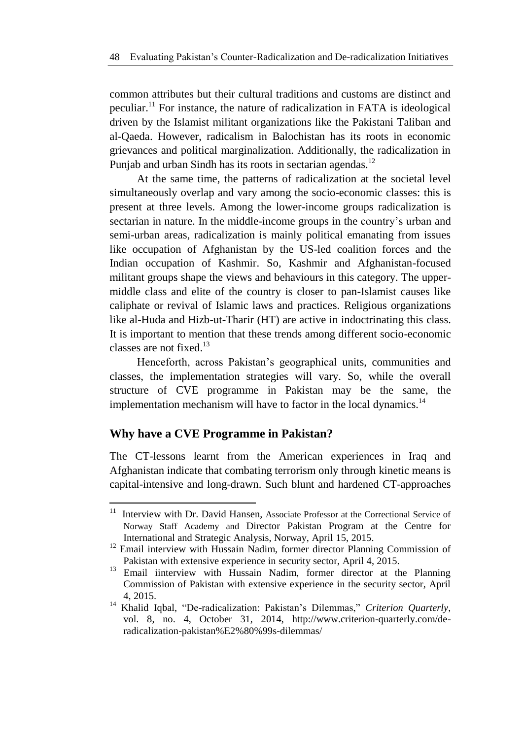common attributes but their cultural traditions and customs are distinct and peculiar.[11] For instance, the nature of radicalization in FATA is ideological driven by the Islamist militant organizations like the Pakistani Taliban and al-Qaeda. However, radicalism in Balochistan has its roots in economic grievances and political marginalization. Additionally, the radicalization in Punjab and urban Sindh has its roots in sectarian agendas.[12]

At the same time, the patterns of radicalization at the societal level simultaneously overlap and vary among the socio-economic classes: this is present at three levels. Among the lower-income groups radicalization is sectarian in nature. In the middle-income groups in the country's urban and semi-urban areas, radicalization is mainly political emanating from issues like occupation of Afghanistan by the US-led coalition forces and the Indian occupation of Kashmir. So, Kashmir and Afghanistan-focused militant groups shape the views and behaviours in this category. The upper-middle class and elite of the country is closer to pan-Islamist causes like caliphate or revival of Islamic laws and practices. Religious organizations like al-Huda and Hizb-ut-Tharir (HT) are active in indoctrinating this class. It is important to mention that these trends among different socio-economic classes are not fixed.[13]

Henceforth, across Pakistan's geographical units, communities and classes, the implementation strategies will vary. So, while the overall structure of CVE programme in Pakistan may be the same, the implementation mechanism will have to factor in the local dynamics.[14]

## Why have a CVE Programme in Pakistan?

The CT-lessons learnt from the American experiences in Iraq and Afghanistan indicate that combating terrorism only through kinetic means is capital-intensive and long-drawn. Such blunt and hardened CT-approaches

---

[11] Interview with Dr. David Hansen, Associate Professor at the Correctional Service of Norway Staff Academy and Director Pakistan Program at the Centre for International and Strategic Analysis, Norway, April 15, 2015.

[12] Email interview with Hussain Nadim, former director Planning Commission of Pakistan with extensive experience in security sector, April 4, 2015.

[13] Email iinterview with Hussain Nadim, former director at the Planning Commission of Pakistan with extensive experience in the security sector, April 4, 2015.

[14] Khalid Iqbal, "De-radicalization: Pakistan's Dilemmas," *Criterion Quarterly*, vol. 8, no. 4, October 31, 2014, http://www.criterion-quarterly.com/de-radicalization-pakistan%E2%80%99s-dilemmas/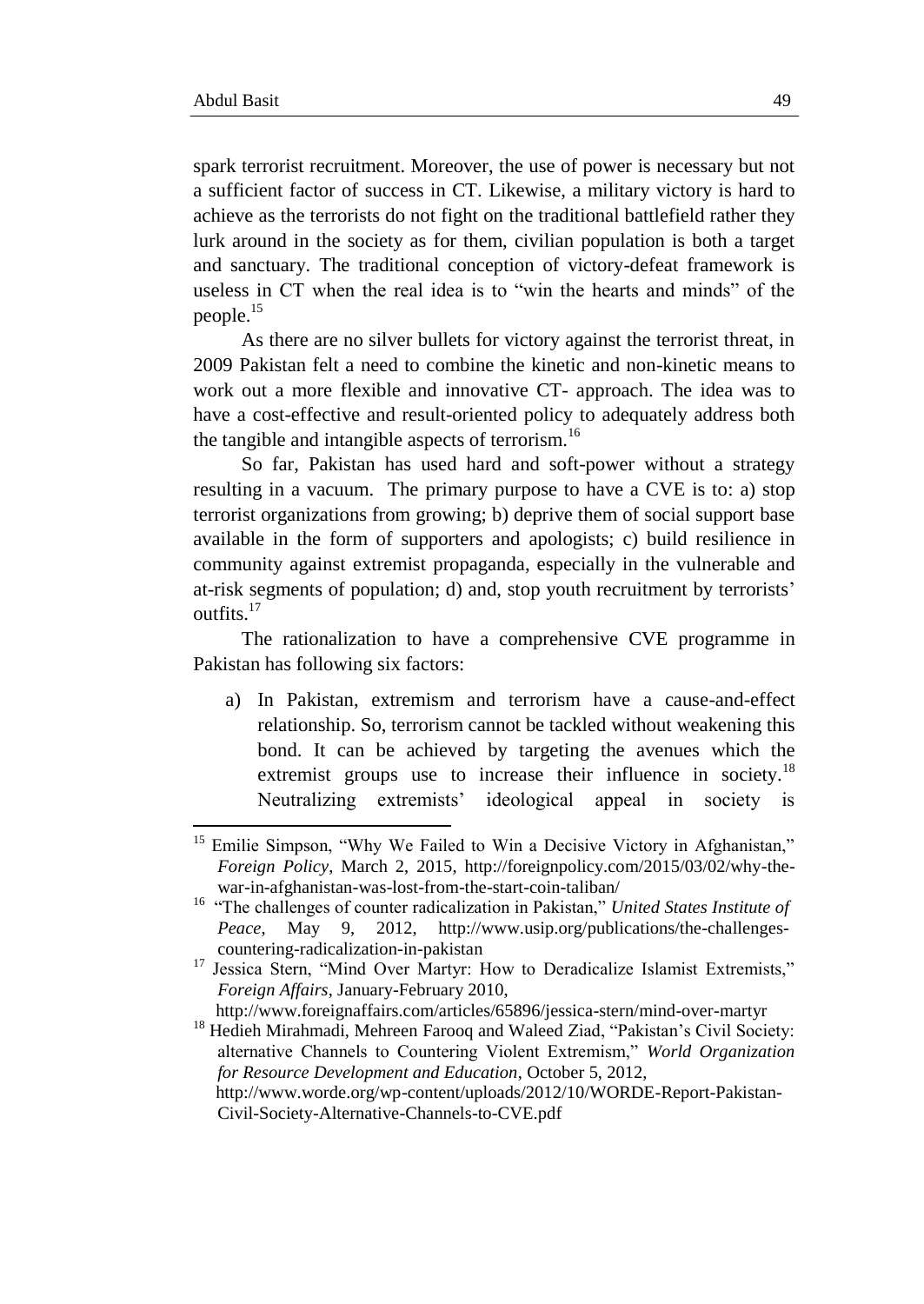spark terrorist recruitment. Moreover, the use of power is necessary but not a sufficient factor of success in CT. Likewise, a military victory is hard to achieve as the terrorists do not fight on the traditional battlefield rather they lurk around in the society as for them, civilian population is both a target and sanctuary. The traditional conception of victory-defeat framework is useless in CT when the real idea is to "win the hearts and minds" of the people.[15]

As there are no silver bullets for victory against the terrorist threat, in 2009 Pakistan felt a need to combine the kinetic and non-kinetic means to work out a more flexible and innovative CT- approach. The idea was to have a cost-effective and result-oriented policy to adequately address both the tangible and intangible aspects of terrorism.[16]

So far, Pakistan has used hard and soft-power without a strategy resulting in a vacuum. The primary purpose to have a CVE is to: a) stop terrorist organizations from growing; b) deprive them of social support base available in the form of supporters and apologists; c) build resilience in community against extremist propaganda, especially in the vulnerable and at-risk segments of population; d) and, stop youth recruitment by terrorists' outfits.[17]

The rationalization to have a comprehensive CVE programme in Pakistan has following six factors:

a) In Pakistan, extremism and terrorism have a cause-and-effect relationship. So, terrorism cannot be tackled without weakening this bond. It can be achieved by targeting the avenues which the extremist groups use to increase their influence in society.[18] Neutralizing extremists' ideological appeal in society is

---

[15] Emilie Simpson, "Why We Failed to Win a Decisive Victory in Afghanistan," *Foreign Policy*, March 2, 2015, http://foreignpolicy.com/2015/03/02/why-the-war-in-afghanistan-was-lost-from-the-start-coin-taliban/

[16] "The challenges of counter radicalization in Pakistan," *United States Institute of Peace*, May 9, 2012, http://www.usip.org/publications/the-challenges-countering-radicalization-in-pakistan

[17] Jessica Stern, "Mind Over Martyr: How to Deradicalize Islamist Extremists," *Foreign Affairs*, January-February 2010, http://www.foreignaffairs.com/articles/65896/jessica-stern/mind-over-martyr

[18] Hedieh Mirahmadi, Mehreen Farooq and Waleed Ziad, "Pakistan's Civil Society: alternative Channels to Countering Violent Extremism," *World Organization for Resource Development and Education*, October 5, 2012, http://www.worde.org/wp-content/uploads/2012/10/WORDE-Report-Pakistan-Civil-Society-Alternative-Channels-to-CVE.pdf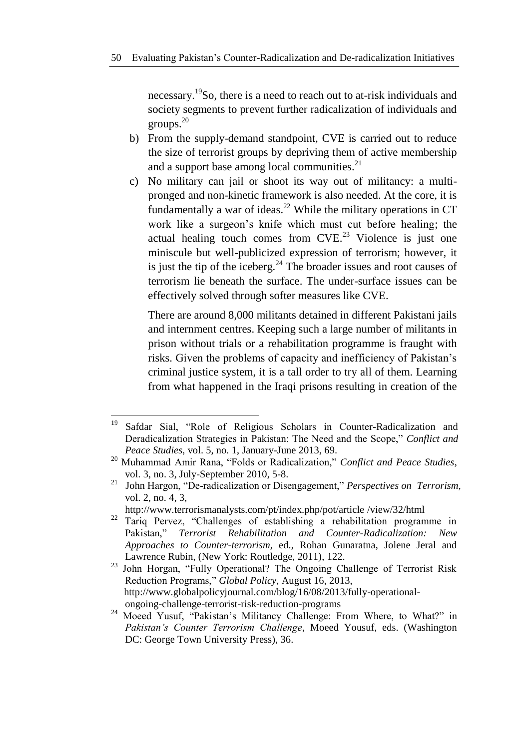necessary.[19]So, there is a need to reach out to at-risk individuals and society segments to prevent further radicalization of individuals and groups.[20]

b) From the supply-demand standpoint, CVE is carried out to reduce the size of terrorist groups by depriving them of active membership and a support base among local communities.[21]

c) No military can jail or shoot its way out of militancy: a multi-pronged and non-kinetic framework is also needed. At the core, it is fundamentally a war of ideas.[22] While the military operations in CT work like a surgeon's knife which must cut before healing; the actual healing touch comes from CVE.[23] Violence is just one miniscule but well-publicized expression of terrorism; however, it is just the tip of the iceberg.[24] The broader issues and root causes of terrorism lie beneath the surface. The under-surface issues can be effectively solved through softer measures like CVE.

   There are around 8,000 militants detained in different Pakistani jails and internment centres. Keeping such a large number of militants in prison without trials or a rehabilitation programme is fraught with risks. Given the problems of capacity and inefficiency of Pakistan's criminal justice system, it is a tall order to try all of them. Learning from what happened in the Iraqi prisons resulting in creation of the

---

[19] Safdar Sial, "Role of Religious Scholars in Counter-Radicalization and Deradicalization Strategies in Pakistan: The Need and the Scope," *Conflict and Peace Studies*, vol. 5, no. 1, January-June 2013, 69.

[20] Muhammad Amir Rana, "Folds or Radicalization," *Conflict and Peace Studies*, vol. 3, no. 3, July-September 2010, 5-8.

[21] John Hargon, "De-radicalization or Disengagement," *Perspectives on Terrorism*, vol. 2, no. 4, 3, http://www.terrorismanalysts.com/pt/index.php/pot/article /view/32/html

[22] Tariq Pervez, "Challenges of establishing a rehabilitation programme in Pakistan," *Terrorist Rehabilitation and Counter-Radicalization: New Approaches to Counter-terrorism*, ed., Rohan Gunaratna, Jolene Jeral and Lawrence Rubin, (New York: Routledge, 2011), 122.

[23] John Horgan, "Fully Operational? The Ongoing Challenge of Terrorist Risk Reduction Programs," *Global Policy*, August 16, 2013, http://www.globalpolicyjournal.com/blog/16/08/2013/fully-operational-ongoing-challenge-terrorist-risk-reduction-programs

[24] Moeed Yusuf, "Pakistan's Militancy Challenge: From Where, to What?" in *Pakistan's Counter Terrorism Challenge*, Moeed Yousuf, eds. (Washington DC: George Town University Press), 36.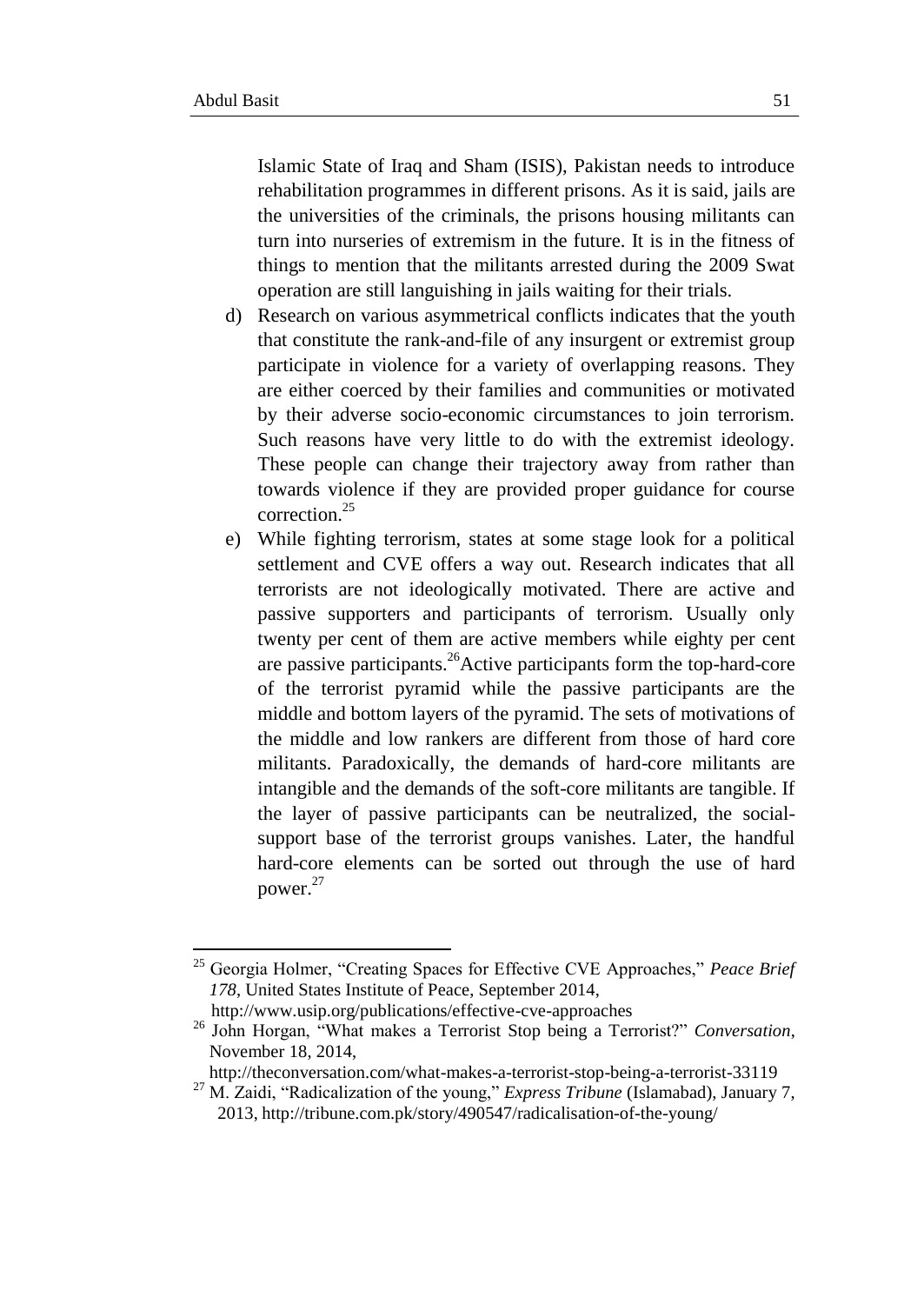Islamic State of Iraq and Sham (ISIS), Pakistan needs to introduce rehabilitation programmes in different prisons. As it is said, jails are the universities of the criminals, the prisons housing militants can turn into nurseries of extremism in the future. It is in the fitness of things to mention that the militants arrested during the 2009 Swat operation are still languishing in jails waiting for their trials.

d) Research on various asymmetrical conflicts indicates that the youth that constitute the rank-and-file of any insurgent or extremist group participate in violence for a variety of overlapping reasons. They are either coerced by their families and communities or motivated by their adverse socio-economic circumstances to join terrorism. Such reasons have very little to do with the extremist ideology. These people can change their trajectory away from rather than towards violence if they are provided proper guidance for course correction.[25]

e) While fighting terrorism, states at some stage look for a political settlement and CVE offers a way out. Research indicates that all terrorists are not ideologically motivated. There are active and passive supporters and participants of terrorism. Usually only twenty per cent of them are active members while eighty per cent are passive participants.[26]Active participants form the top-hard-core of the terrorist pyramid while the passive participants are the middle and bottom layers of the pyramid. The sets of motivations of the middle and low rankers are different from those of hard core militants. Paradoxically, the demands of hard-core militants are intangible and the demands of the soft-core militants are tangible. If the layer of passive participants can be neutralized, the social-support base of the terrorist groups vanishes. Later, the handful hard-core elements can be sorted out through the use of hard power.[27]

---

[25] Georgia Holmer, "Creating Spaces for Effective CVE Approaches," *Peace Brief 178*, United States Institute of Peace, September 2014, http://www.usip.org/publications/effective-cve-approaches

[26] John Horgan, "What makes a Terrorist Stop being a Terrorist?" *Conversation*, November 18, 2014, http://theconversation.com/what-makes-a-terrorist-stop-being-a-terrorist-33119

[27] M. Zaidi, "Radicalization of the young," *Express Tribune* (Islamabad), January 7, 2013, http://tribune.com.pk/story/490547/radicalisation-of-the-young/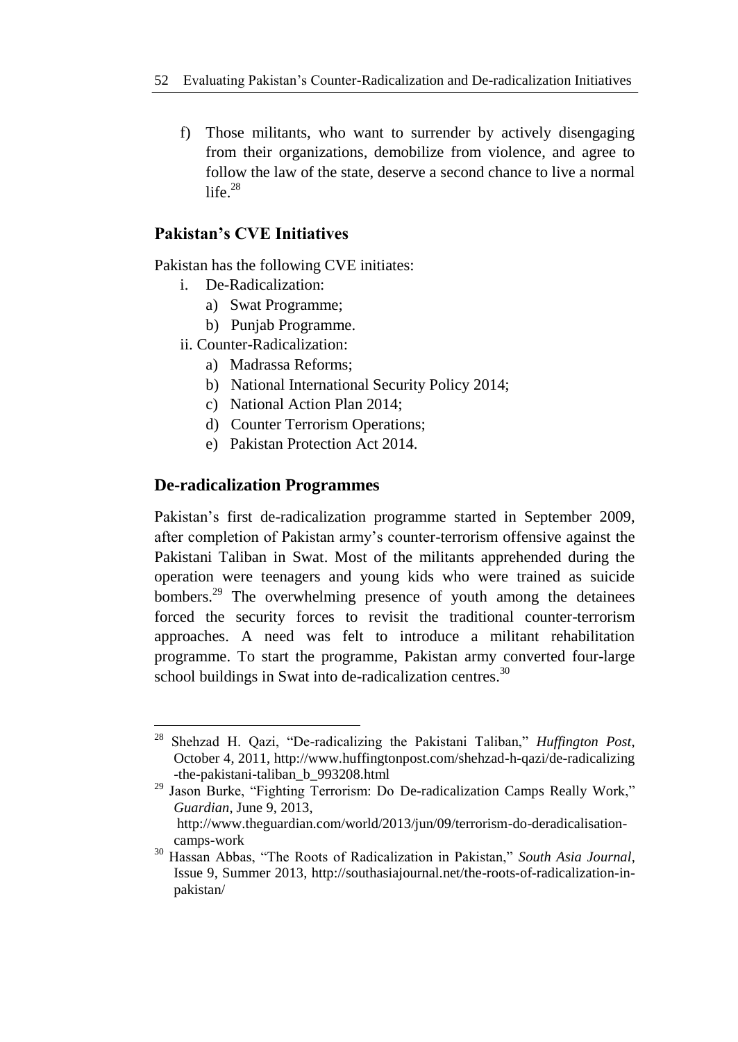f) Those militants, who want to surrender by actively disengaging from their organizations, demobilize from violence, and agree to follow the law of the state, deserve a second chance to live a normal life.[28]

## Pakistan's CVE Initiatives

Pakistan has the following CVE initiates:

i. De-Radicalization:
   a) Swat Programme;
   b) Punjab Programme.

ii. Counter-Radicalization:
   a) Madrassa Reforms;
   b) National International Security Policy 2014;
   c) National Action Plan 2014;
   d) Counter Terrorism Operations;
   e) Pakistan Protection Act 2014.

## De-radicalization Programmes

Pakistan's first de-radicalization programme started in September 2009, after completion of Pakistan army's counter-terrorism offensive against the Pakistani Taliban in Swat. Most of the militants apprehended during the operation were teenagers and young kids who were trained as suicide bombers.[29] The overwhelming presence of youth among the detainees forced the security forces to revisit the traditional counter-terrorism approaches. A need was felt to introduce a militant rehabilitation programme. To start the programme, Pakistan army converted four-large school buildings in Swat into de-radicalization centres.[30]

---

[28] Shehzad H. Qazi, "De-radicalizing the Pakistani Taliban," *Huffington Post*, October 4, 2011, http://www.huffingtonpost.com/shehzad-h-qazi/de-radicalizing-the-pakistani-taliban_b_993208.html

[29] Jason Burke, "Fighting Terrorism: Do De-radicalization Camps Really Work," *Guardian*, June 9, 2013, http://www.theguardian.com/world/2013/jun/09/terrorism-do-deradicalisation-camps-work

[30] Hassan Abbas, "The Roots of Radicalization in Pakistan," *South Asia Journal*, Issue 9, Summer 2013, http://southasiajournal.net/the-roots-of-radicalization-in-pakistan/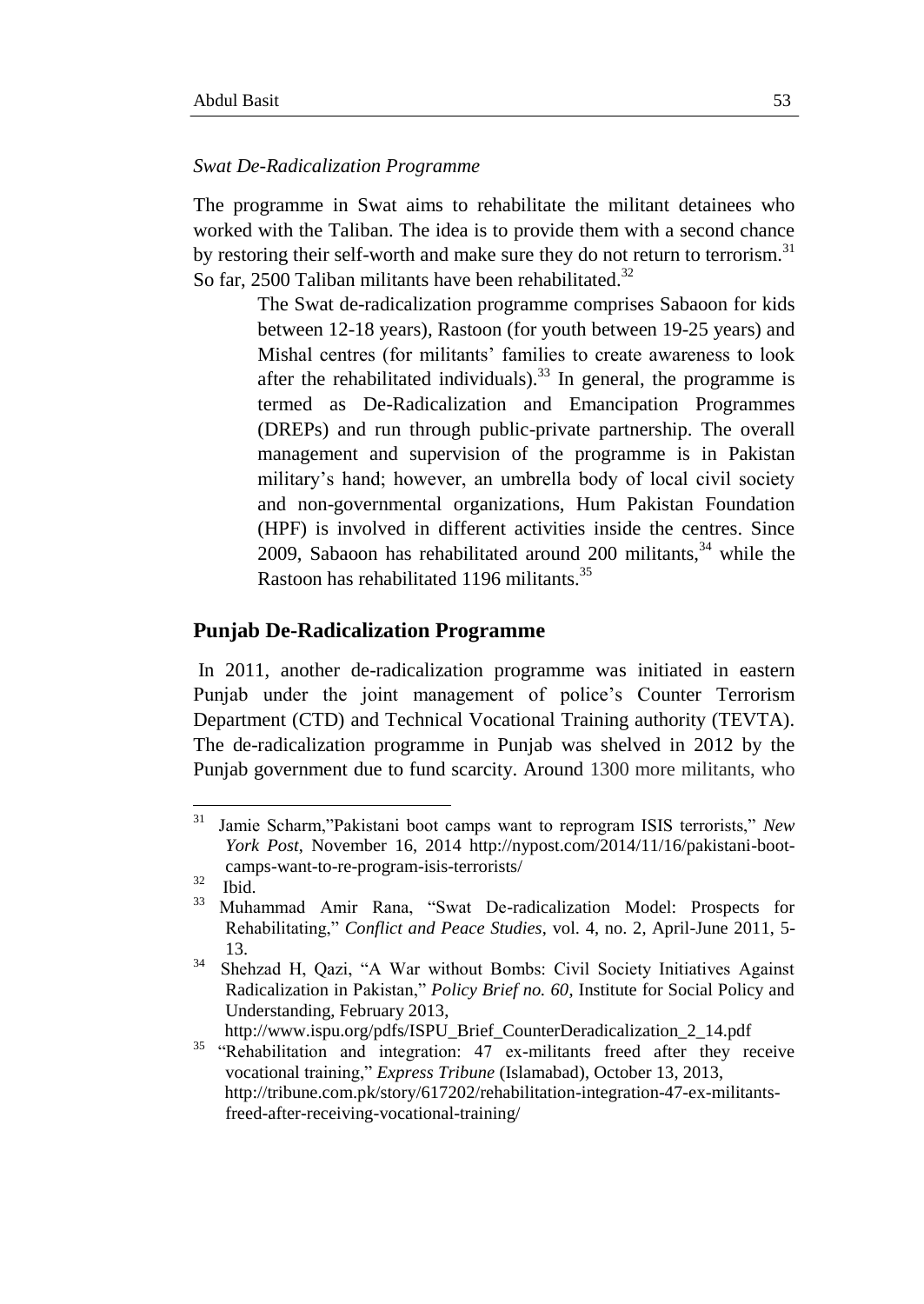*Swat De-Radicalization Programme*

The programme in Swat aims to rehabilitate the militant detainees who worked with the Taliban. The idea is to provide them with a second chance by restoring their self-worth and make sure they do not return to terrorism.[31] So far, 2500 Taliban militants have been rehabilitated.[32]

> The Swat de-radicalization programme comprises Sabaoon for kids between 12-18 years), Rastoon (for youth between 19-25 years) and Mishal centres (for militants' families to create awareness to look after the rehabilitated individuals).[33] In general, the programme is termed as De-Radicalization and Emancipation Programmes (DREPs) and run through public-private partnership. The overall management and supervision of the programme is in Pakistan military's hand; however, an umbrella body of local civil society and non-governmental organizations, Hum Pakistan Foundation (HPF) is involved in different activities inside the centres. Since 2009, Sabaoon has rehabilitated around 200 militants,[34] while the Rastoon has rehabilitated 1196 militants.[35]

## Punjab De-Radicalization Programme

In 2011, another de-radicalization programme was initiated in eastern Punjab under the joint management of police's Counter Terrorism Department (CTD) and Technical Vocational Training authority (TEVTA). The de-radicalization programme in Punjab was shelved in 2012 by the Punjab government due to fund scarcity. Around 1300 more militants, who

---

[31] Jamie Scharm,"Pakistani boot camps want to reprogram ISIS terrorists," *New York Post*, November 16, 2014 http://nypost.com/2014/11/16/pakistani-boot-camps-want-to-re-program-isis-terrorists/

[32] Ibid.

[33] Muhammad Amir Rana, "Swat De-radicalization Model: Prospects for Rehabilitating," *Conflict and Peace Studies*, vol. 4, no. 2, April-June 2011, 5-13.

[34] Shehzad H, Qazi, "A War without Bombs: Civil Society Initiatives Against Radicalization in Pakistan," *Policy Brief no. 60*, Institute for Social Policy and Understanding, February 2013, http://www.ispu.org/pdfs/ISPU_Brief_CounterDeradicalization_2_14.pdf

[35] "Rehabilitation and integration: 47 ex-militants freed after they receive vocational training," *Express Tribune* (Islamabad), October 13, 2013, http://tribune.com.pk/story/617202/rehabilitation-integration-47-ex-militants-freed-after-receiving-vocational-training/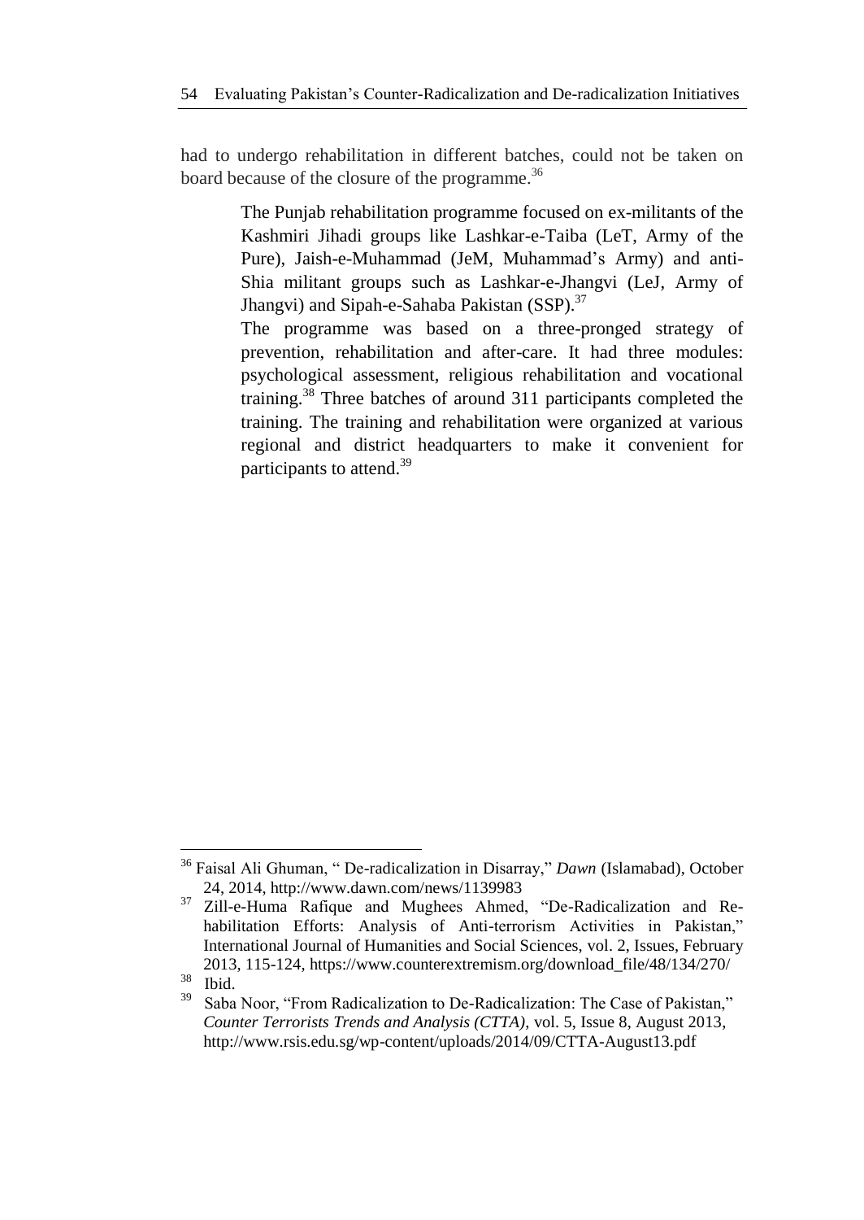had to undergo rehabilitation in different batches, could not be taken on board because of the closure of the programme.[36]

> The Punjab rehabilitation programme focused on ex-militants of the Kashmiri Jihadi groups like Lashkar-e-Taiba (LeT, Army of the Pure), Jaish-e-Muhammad (JeM, Muhammad's Army) and anti-Shia militant groups such as Lashkar-e-Jhangvi (LeJ, Army of Jhangvi) and Sipah-e-Sahaba Pakistan (SSP).[37]
>
> The programme was based on a three-pronged strategy of prevention, rehabilitation and after-care. It had three modules: psychological assessment, religious rehabilitation and vocational training.[38] Three batches of around 311 participants completed the training. The training and rehabilitation were organized at various regional and district headquarters to make it convenient for participants to attend.[39]

---

[36] Faisal Ali Ghuman, " De-radicalization in Disarray," *Dawn* (Islamabad), October 24, 2014, http://www.dawn.com/news/1139983

[37] Zill-e-Huma Rafique and Mughees Ahmed, "De-Radicalization and Re-habilitation Efforts: Analysis of Anti-terrorism Activities in Pakistan," International Journal of Humanities and Social Sciences, vol. 2, Issues, February 2013, 115-124, https://www.counterextremism.org/download_file/48/134/270/

[38] Ibid.

[39] Saba Noor, "From Radicalization to De-Radicalization: The Case of Pakistan," *Counter Terrorists Trends and Analysis (CTTA)*, vol. 5, Issue 8, August 2013, http://www.rsis.edu.sg/wp-content/uploads/2014/09/CTTA-August13.pdf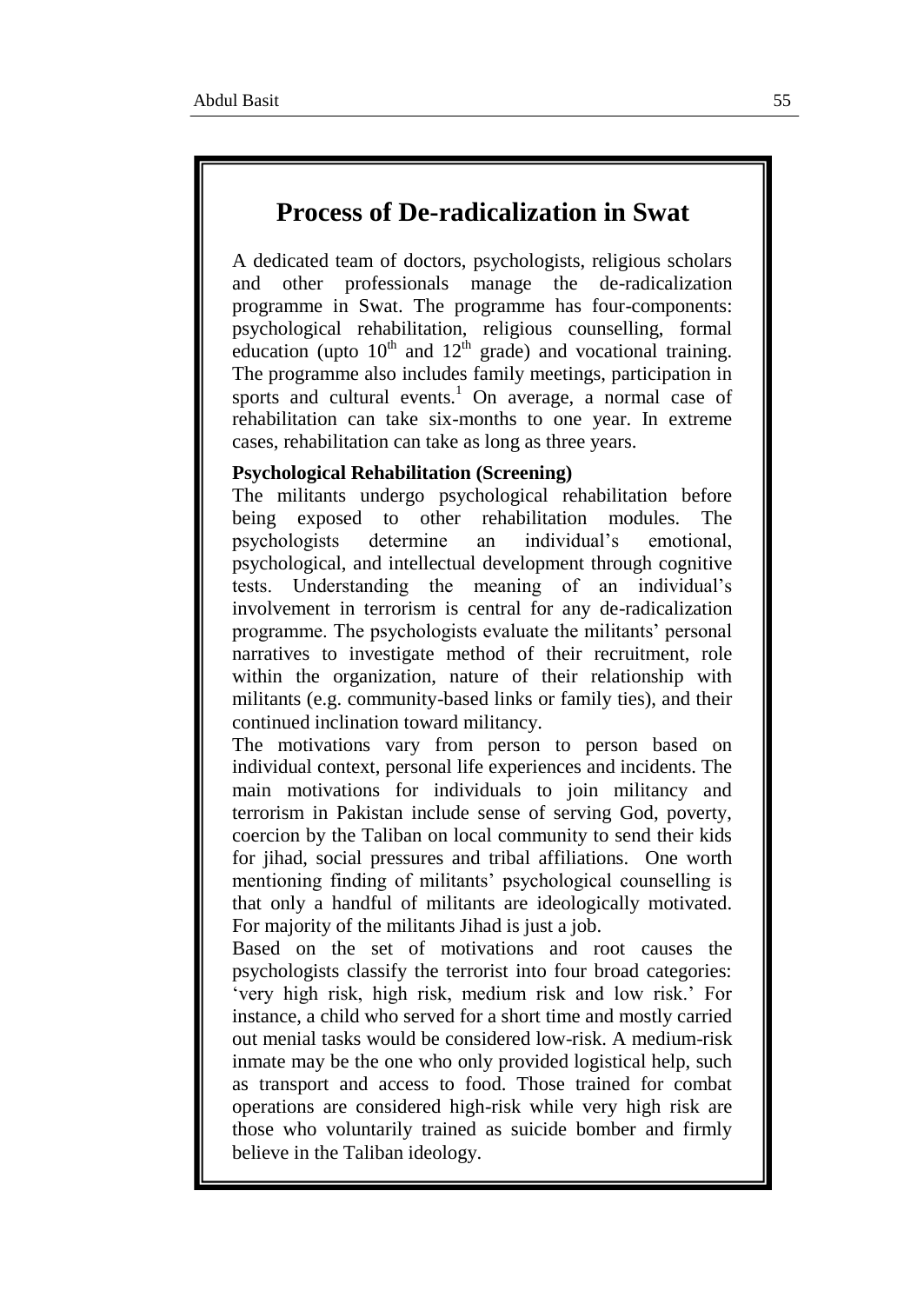## Process of De-radicalization in Swat

A dedicated team of doctors, psychologists, religious scholars and other professionals manage the de-radicalization programme in Swat. The programme has four-components: psychological rehabilitation, religious counselling, formal education (upto $10^{th}$ and $12^{th}$ grade) and vocational training. The programme also includes family meetings, participation in sports and cultural events.[1] On average, a normal case of rehabilitation can take six-months to one year. In extreme cases, rehabilitation can take as long as three years.

**Psychological Rehabilitation (Screening)**

The militants undergo psychological rehabilitation before being exposed to other rehabilitation modules. The psychologists determine an individual's emotional, psychological, and intellectual development through cognitive tests. Understanding the meaning of an individual's involvement in terrorism is central for any de-radicalization programme. The psychologists evaluate the militants' personal narratives to investigate method of their recruitment, role within the organization, nature of their relationship with militants (e.g. community-based links or family ties), and their continued inclination toward militancy.

The motivations vary from person to person based on individual context, personal life experiences and incidents. The main motivations for individuals to join militancy and terrorism in Pakistan include sense of serving God, poverty, coercion by the Taliban on local community to send their kids for jihad, social pressures and tribal affiliations. One worth mentioning finding of militants' psychological counselling is that only a handful of militants are ideologically motivated. For majority of the militants Jihad is just a job.

Based on the set of motivations and root causes the psychologists classify the terrorist into four broad categories: 'very high risk, high risk, medium risk and low risk.' For instance, a child who served for a short time and mostly carried out menial tasks would be considered low-risk. A medium-risk inmate may be the one who only provided logistical help, such as transport and access to food. Those trained for combat operations are considered high-risk while very high risk are those who voluntarily trained as suicide bomber and firmly believe in the Taliban ideology.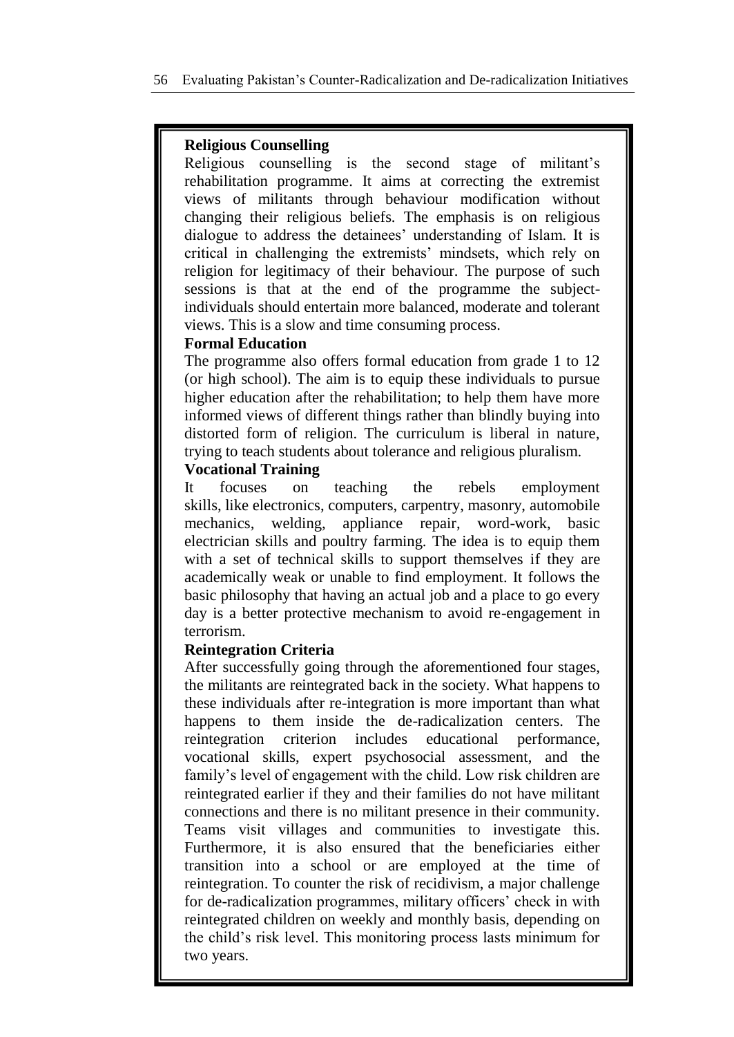**Religious Counselling**

Religious counselling is the second stage of militant's rehabilitation programme. It aims at correcting the extremist views of militants through behaviour modification without changing their religious beliefs. The emphasis is on religious dialogue to address the detainees' understanding of Islam. It is critical in challenging the extremists' mindsets, which rely on religion for legitimacy of their behaviour. The purpose of such sessions is that at the end of the programme the subject-individuals should entertain more balanced, moderate and tolerant views. This is a slow and time consuming process.

**Formal Education**

The programme also offers formal education from grade 1 to 12 (or high school). The aim is to equip these individuals to pursue higher education after the rehabilitation; to help them have more informed views of different things rather than blindly buying into distorted form of religion. The curriculum is liberal in nature, trying to teach students about tolerance and religious pluralism.

**Vocational Training**

It focuses on teaching the rebels employment skills, like electronics, computers, carpentry, masonry, automobile mechanics, welding, appliance repair, word-work, basic electrician skills and poultry farming. The idea is to equip them with a set of technical skills to support themselves if they are academically weak or unable to find employment. It follows the basic philosophy that having an actual job and a place to go every day is a better protective mechanism to avoid re-engagement in terrorism.

**Reintegration Criteria**

After successfully going through the aforementioned four stages, the militants are reintegrated back in the society. What happens to these individuals after re-integration is more important than what happens to them inside the de-radicalization centers. The reintegration criterion includes educational performance, vocational skills, expert psychosocial assessment, and the family's level of engagement with the child. Low risk children are reintegrated earlier if they and their families do not have militant connections and there is no militant presence in their community. Teams visit villages and communities to investigate this. Furthermore, it is also ensured that the beneficiaries either transition into a school or are employed at the time of reintegration. To counter the risk of recidivism, a major challenge for de-radicalization programmes, military officers' check in with reintegrated children on weekly and monthly basis, depending on the child's risk level. This monitoring process lasts minimum for two years.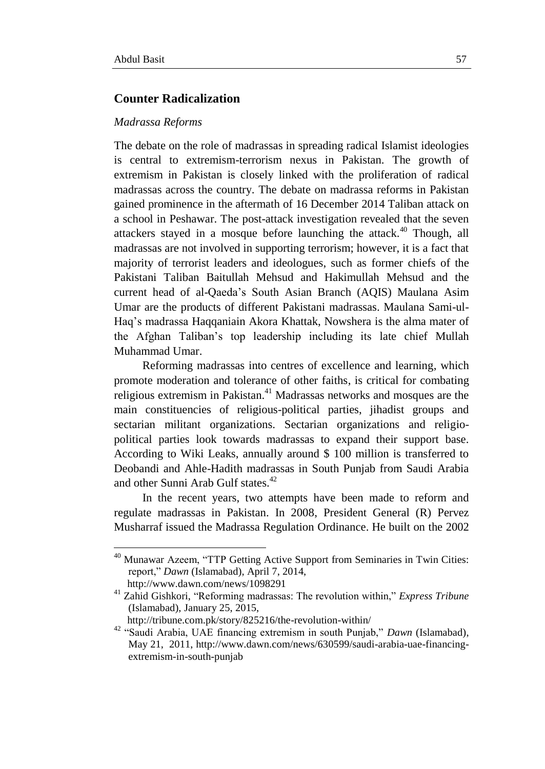## Counter Radicalization

### *Madrassa Reforms*

The debate on the role of madrassas in spreading radical Islamist ideologies is central to extremism-terrorism nexus in Pakistan. The growth of extremism in Pakistan is closely linked with the proliferation of radical madrassas across the country. The debate on madrassa reforms in Pakistan gained prominence in the aftermath of 16 December 2014 Taliban attack on a school in Peshawar. The post-attack investigation revealed that the seven attackers stayed in a mosque before launching the attack.[40] Though, all madrassas are not involved in supporting terrorism; however, it is a fact that majority of terrorist leaders and ideologues, such as former chiefs of the Pakistani Taliban Baitullah Mehsud and Hakimullah Mehsud and the current head of al-Qaeda's South Asian Branch (AQIS) Maulana Asim Umar are the products of different Pakistani madrassas. Maulana Sami-ul-Haq's madrassa Haqqaniain Akora Khattak, Nowshera is the alma mater of the Afghan Taliban's top leadership including its late chief Mullah Muhammad Umar.

Reforming madrassas into centres of excellence and learning, which promote moderation and tolerance of other faiths, is critical for combating religious extremism in Pakistan.[41] Madrassas networks and mosques are the main constituencies of religious-political parties, jihadist groups and sectarian militant organizations. Sectarian organizations and religio-political parties look towards madrassas to expand their support base. According to Wiki Leaks, annually around $ 100 million is transferred to Deobandi and Ahle-Hadith madrassas in South Punjab from Saudi Arabia and other Sunni Arab Gulf states.[42]

In the recent years, two attempts have been made to reform and regulate madrassas in Pakistan. In 2008, President General (R) Pervez Musharraf issued the Madrassa Regulation Ordinance. He built on the 2002

---

[40] Munawar Azeem, "TTP Getting Active Support from Seminaries in Twin Cities: report," *Dawn* (Islamabad), April 7, 2014, http://www.dawn.com/news/1098291

[41] Zahid Gishkori, "Reforming madrassas: The revolution within," *Express Tribune* (Islamabad), January 25, 2015, http://tribune.com.pk/story/825216/the-revolution-within/

[42] "Saudi Arabia, UAE financing extremism in south Punjab," *Dawn* (Islamabad), May 21, 2011, http://www.dawn.com/news/630599/saudi-arabia-uae-financing-extremism-in-south-punjab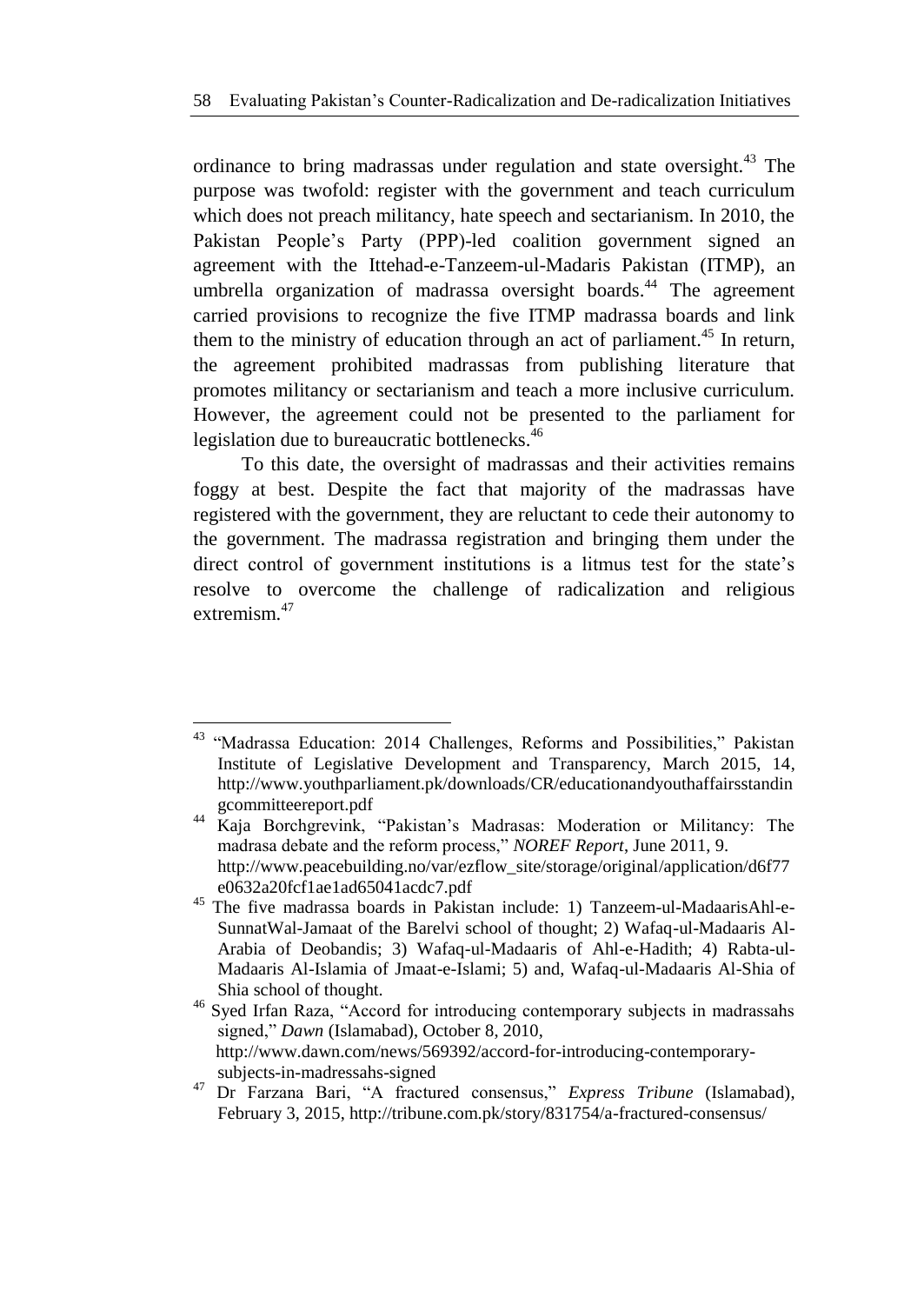ordinance to bring madrassas under regulation and state oversight.[43] The purpose was twofold: register with the government and teach curriculum which does not preach militancy, hate speech and sectarianism. In 2010, the Pakistan People's Party (PPP)-led coalition government signed an agreement with the Ittehad-e-Tanzeem-ul-Madaris Pakistan (ITMP), an umbrella organization of madrassa oversight boards.[44] The agreement carried provisions to recognize the five ITMP madrassa boards and link them to the ministry of education through an act of parliament.[45] In return, the agreement prohibited madrassas from publishing literature that promotes militancy or sectarianism and teach a more inclusive curriculum. However, the agreement could not be presented to the parliament for legislation due to bureaucratic bottlenecks.[46]

To this date, the oversight of madrassas and their activities remains foggy at best. Despite the fact that majority of the madrassas have registered with the government, they are reluctant to cede their autonomy to the government. The madrassa registration and bringing them under the direct control of government institutions is a litmus test for the state's resolve to overcome the challenge of radicalization and religious extremism.[47]

---

[43] "Madrassa Education: 2014 Challenges, Reforms and Possibilities," Pakistan Institute of Legislative Development and Transparency, March 2015, 14, http://www.youthparliament.pk/downloads/CR/educationandyouthaffairsstandingcommitteereport.pdf

[44] Kaja Borchgrevink, "Pakistan's Madrasas: Moderation or Militancy: The madrasa debate and the reform process," *NOREF Report*, June 2011, 9. http://www.peacebuilding.no/var/ezflow_site/storage/original/application/d6f77e0632a20fcf1ae1ad65041acdc7.pdf

[45] The five madrassa boards in Pakistan include: 1) Tanzeem-ul-MadaarisAhl-e-SunnatWal-Jamaat of the Barelvi school of thought; 2) Wafaq-ul-Madaaris Al-Arabia of Deobandis; 3) Wafaq-ul-Madaaris of Ahl-e-Hadith; 4) Rabta-ul-Madaaris Al-Islamia of Jmaat-e-Islami; 5) and, Wafaq-ul-Madaaris Al-Shia of Shia school of thought.

[46] Syed Irfan Raza, "Accord for introducing contemporary subjects in madrassahs signed," *Dawn* (Islamabad), October 8, 2010, http://www.dawn.com/news/569392/accord-for-introducing-contemporary-subjects-in-madressahs-signed

[47] Dr Farzana Bari, "A fractured consensus," *Express Tribune* (Islamabad), February 3, 2015, http://tribune.com.pk/story/831754/a-fractured-consensus/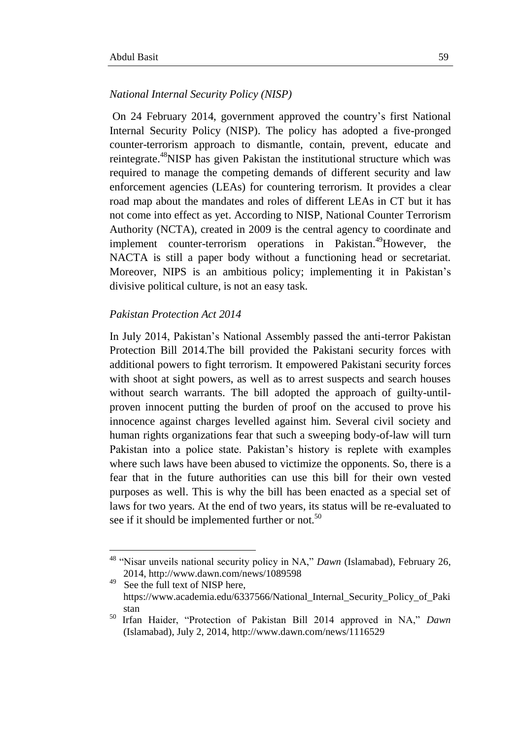*National Internal Security Policy (NISP)*

On 24 February 2014, government approved the country's first National Internal Security Policy (NISP). The policy has adopted a five-pronged counter-terrorism approach to dismantle, contain, prevent, educate and reintegrate.[48]NISP has given Pakistan the institutional structure which was required to manage the competing demands of different security and law enforcement agencies (LEAs) for countering terrorism. It provides a clear road map about the mandates and roles of different LEAs in CT but it has not come into effect as yet. According to NISP, National Counter Terrorism Authority (NCTA), created in 2009 is the central agency to coordinate and implement counter-terrorism operations in Pakistan.[49]However, the NACTA is still a paper body without a functioning head or secretariat. Moreover, NIPS is an ambitious policy; implementing it in Pakistan's divisive political culture, is not an easy task.

*Pakistan Protection Act 2014*

In July 2014, Pakistan's National Assembly passed the anti-terror Pakistan Protection Bill 2014.The bill provided the Pakistani security forces with additional powers to fight terrorism. It empowered Pakistani security forces with shoot at sight powers, as well as to arrest suspects and search houses without search warrants. The bill adopted the approach of guilty-until-proven innocent putting the burden of proof on the accused to prove his innocence against charges levelled against him. Several civil society and human rights organizations fear that such a sweeping body-of-law will turn Pakistan into a police state. Pakistan's history is replete with examples where such laws have been abused to victimize the opponents. So, there is a fear that in the future authorities can use this bill for their own vested purposes as well. This is why the bill has been enacted as a special set of laws for two years. At the end of two years, its status will be re-evaluated to see if it should be implemented further or not.[50]

---

[48] "Nisar unveils national security policy in NA," *Dawn* (Islamabad), February 26, 2014, http://www.dawn.com/news/1089598

[49] See the full text of NISP here, https://www.academia.edu/6337566/National_Internal_Security_Policy_of_Pakistan

[50] Irfan Haider, "Protection of Pakistan Bill 2014 approved in NA," *Dawn* (Islamabad), July 2, 2014, http://www.dawn.com/news/1116529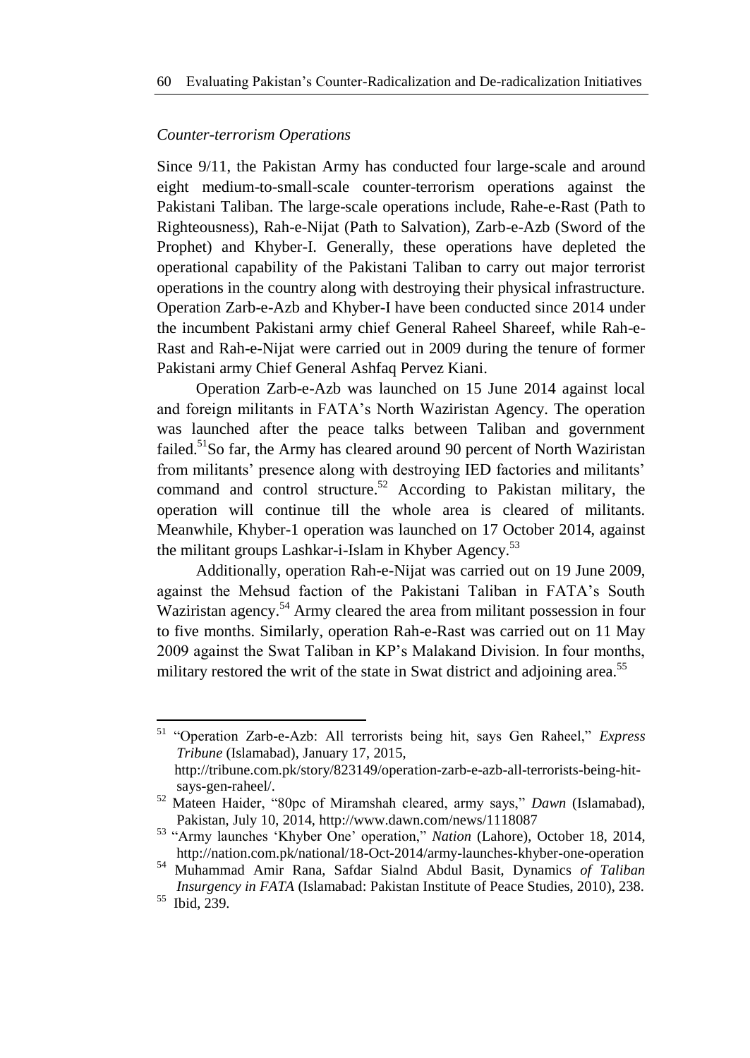*Counter-terrorism Operations*

Since 9/11, the Pakistan Army has conducted four large-scale and around eight medium-to-small-scale counter-terrorism operations against the Pakistani Taliban. The large-scale operations include, Rahe-e-Rast (Path to Righteousness), Rah-e-Nijat (Path to Salvation), Zarb-e-Azb (Sword of the Prophet) and Khyber-I. Generally, these operations have depleted the operational capability of the Pakistani Taliban to carry out major terrorist operations in the country along with destroying their physical infrastructure. Operation Zarb-e-Azb and Khyber-I have been conducted since 2014 under the incumbent Pakistani army chief General Raheel Shareef, while Rah-e-Rast and Rah-e-Nijat were carried out in 2009 during the tenure of former Pakistani army Chief General Ashfaq Pervez Kiani.

Operation Zarb-e-Azb was launched on 15 June 2014 against local and foreign militants in FATA's North Waziristan Agency. The operation was launched after the peace talks between Taliban and government failed.[51]So far, the Army has cleared around 90 percent of North Waziristan from militants' presence along with destroying IED factories and militants' command and control structure.[52] According to Pakistan military, the operation will continue till the whole area is cleared of militants. Meanwhile, Khyber-1 operation was launched on 17 October 2014, against the militant groups Lashkar-i-Islam in Khyber Agency.[53]

Additionally, operation Rah-e-Nijat was carried out on 19 June 2009, against the Mehsud faction of the Pakistani Taliban in FATA's South Waziristan agency.[54] Army cleared the area from militant possession in four to five months. Similarly, operation Rah-e-Rast was carried out on 11 May 2009 against the Swat Taliban in KP's Malakand Division. In four months, military restored the writ of the state in Swat district and adjoining area.[55]

---

[51] "Operation Zarb-e-Azb: All terrorists being hit, says Gen Raheel," *Express Tribune* (Islamabad), January 17, 2015, http://tribune.com.pk/story/823149/operation-zarb-e-azb-all-terrorists-being-hit-says-gen-raheel/.

[52] Mateen Haider, "80pc of Miramshah cleared, army says," *Dawn* (Islamabad), Pakistan, July 10, 2014, http://www.dawn.com/news/1118087

[53] "Army launches 'Khyber One' operation," *Nation* (Lahore), October 18, 2014, http://nation.com.pk/national/18-Oct-2014/army-launches-khyber-one-operation

[54] Muhammad Amir Rana, Safdar Sialnd Abdul Basit, Dynamics *of Taliban Insurgency in FATA* (Islamabad: Pakistan Institute of Peace Studies, 2010), 238.

[55] Ibid, 239.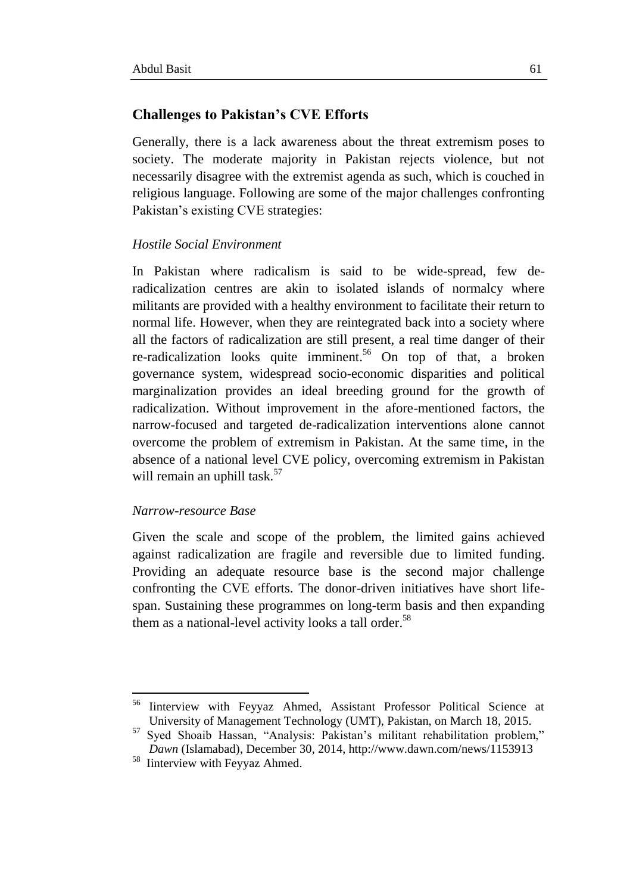## Challenges to Pakistan's CVE Efforts

Generally, there is a lack awareness about the threat extremism poses to society. The moderate majority in Pakistan rejects violence, but not necessarily disagree with the extremist agenda as such, which is couched in religious language. Following are some of the major challenges confronting Pakistan's existing CVE strategies:

### *Hostile Social Environment*

In Pakistan where radicalism is said to be wide-spread, few de-radicalization centres are akin to isolated islands of normalcy where militants are provided with a healthy environment to facilitate their return to normal life. However, when they are reintegrated back into a society where all the factors of radicalization are still present, a real time danger of their re-radicalization looks quite imminent.[56] On top of that, a broken governance system, widespread socio-economic disparities and political marginalization provides an ideal breeding ground for the growth of radicalization. Without improvement in the afore-mentioned factors, the narrow-focused and targeted de-radicalization interventions alone cannot overcome the problem of extremism in Pakistan. At the same time, in the absence of a national level CVE policy, overcoming extremism in Pakistan will remain an uphill task.[57]

### *Narrow-resource Base*

Given the scale and scope of the problem, the limited gains achieved against radicalization are fragile and reversible due to limited funding. Providing an adequate resource base is the second major challenge confronting the CVE efforts. The donor-driven initiatives have short life-span. Sustaining these programmes on long-term basis and then expanding them as a national-level activity looks a tall order.[58]

---

[56] Iinterview with Feyyaz Ahmed, Assistant Professor Political Science at University of Management Technology (UMT), Pakistan, on March 18, 2015.

[57] Syed Shoaib Hassan, "Analysis: Pakistan's militant rehabilitation problem," *Dawn* (Islamabad), December 30, 2014, http://www.dawn.com/news/1153913

[58] Iinterview with Feyyaz Ahmed.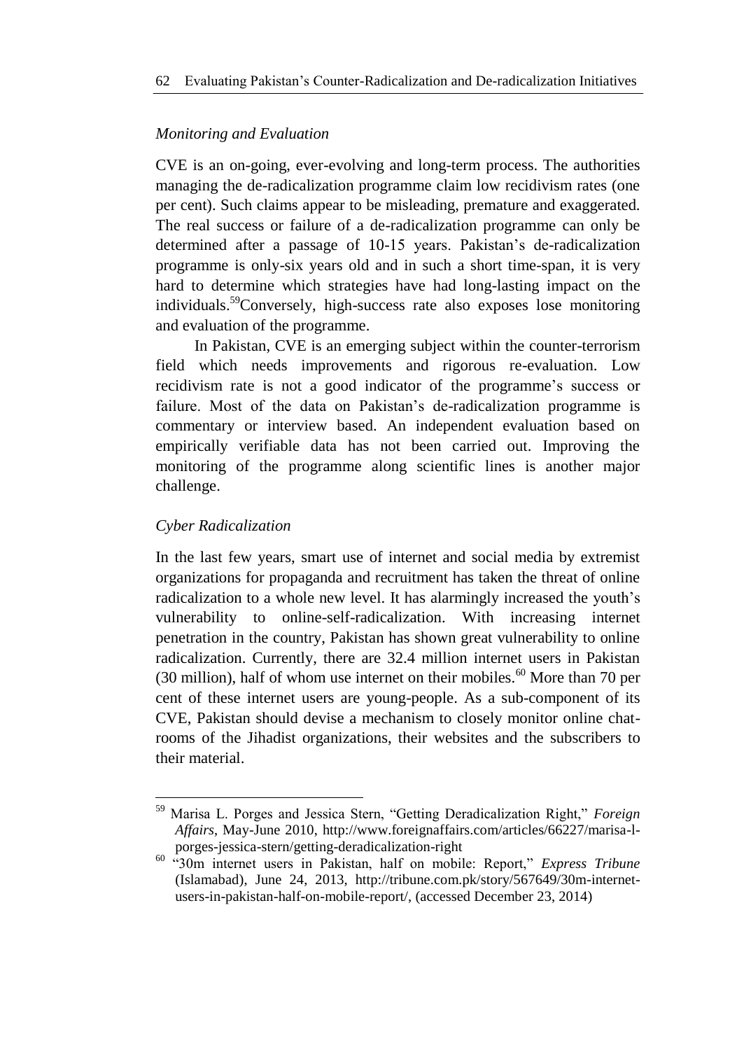*Monitoring and Evaluation*

CVE is an on-going, ever-evolving and long-term process. The authorities managing the de-radicalization programme claim low recidivism rates (one per cent). Such claims appear to be misleading, premature and exaggerated. The real success or failure of a de-radicalization programme can only be determined after a passage of 10-15 years. Pakistan's de-radicalization programme is only-six years old and in such a short time-span, it is very hard to determine which strategies have had long-lasting impact on the individuals.[59]Conversely, high-success rate also exposes lose monitoring and evaluation of the programme.

In Pakistan, CVE is an emerging subject within the counter-terrorism field which needs improvements and rigorous re-evaluation. Low recidivism rate is not a good indicator of the programme's success or failure. Most of the data on Pakistan's de-radicalization programme is commentary or interview based. An independent evaluation based on empirically verifiable data has not been carried out. Improving the monitoring of the programme along scientific lines is another major challenge.

*Cyber Radicalization*

In the last few years, smart use of internet and social media by extremist organizations for propaganda and recruitment has taken the threat of online radicalization to a whole new level. It has alarmingly increased the youth's vulnerability to online-self-radicalization. With increasing internet penetration in the country, Pakistan has shown great vulnerability to online radicalization. Currently, there are 32.4 million internet users in Pakistan (30 million), half of whom use internet on their mobiles.[60] More than 70 per cent of these internet users are young-people. As a sub-component of its CVE, Pakistan should devise a mechanism to closely monitor online chat-rooms of the Jihadist organizations, their websites and the subscribers to their material.

---

[59] Marisa L. Porges and Jessica Stern, "Getting Deradicalization Right," *Foreign Affairs*, May-June 2010, http://www.foreignaffairs.com/articles/66227/marisa-l-porges-jessica-stern/getting-deradicalization-right

[60] "30m internet users in Pakistan, half on mobile: Report," *Express Tribune* (Islamabad), June 24, 2013, http://tribune.com.pk/story/567649/30m-internet-users-in-pakistan-half-on-mobile-report/, (accessed December 23, 2014)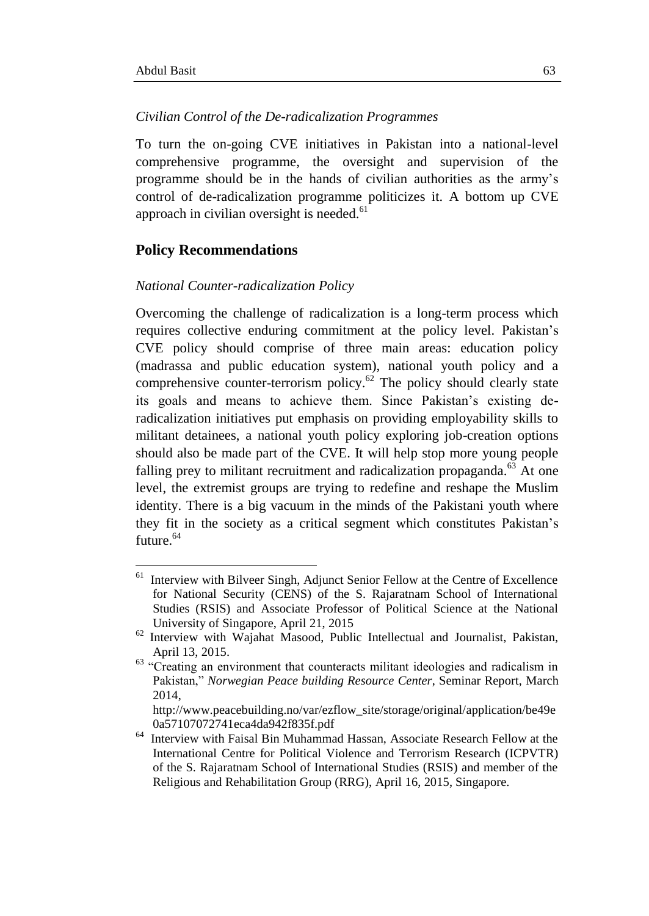*Civilian Control of the De-radicalization Programmes*

To turn the on-going CVE initiatives in Pakistan into a national-level comprehensive programme, the oversight and supervision of the programme should be in the hands of civilian authorities as the army's control of de-radicalization programme politicizes it. A bottom up CVE approach in civilian oversight is needed.[61]

## Policy Recommendations

*National Counter-radicalization Policy*

Overcoming the challenge of radicalization is a long-term process which requires collective enduring commitment at the policy level. Pakistan's CVE policy should comprise of three main areas: education policy (madrassa and public education system), national youth policy and a comprehensive counter-terrorism policy.[62] The policy should clearly state its goals and means to achieve them. Since Pakistan's existing de-radicalization initiatives put emphasis on providing employability skills to militant detainees, a national youth policy exploring job-creation options should also be made part of the CVE. It will help stop more young people falling prey to militant recruitment and radicalization propaganda.[63] At one level, the extremist groups are trying to redefine and reshape the Muslim identity. There is a big vacuum in the minds of the Pakistani youth where they fit in the society as a critical segment which constitutes Pakistan's future.[64]

---

[61] Interview with Bilveer Singh, Adjunct Senior Fellow at the Centre of Excellence for National Security (CENS) of the S. Rajaratnam School of International Studies (RSIS) and Associate Professor of Political Science at the National University of Singapore, April 21, 2015

[62] Interview with Wajahat Masood, Public Intellectual and Journalist, Pakistan, April 13, 2015.

[63] "Creating an environment that counteracts militant ideologies and radicalism in Pakistan," *Norwegian Peace building Resource Center*, Seminar Report, March 2014, http://www.peacebuilding.no/var/ezflow_site/storage/original/application/be49e0a57107072741eca4da942f835f.pdf

[64] Interview with Faisal Bin Muhammad Hassan, Associate Research Fellow at the International Centre for Political Violence and Terrorism Research (ICPVTR) of the S. Rajaratnam School of International Studies (RSIS) and member of the Religious and Rehabilitation Group (RRG), April 16, 2015, Singapore.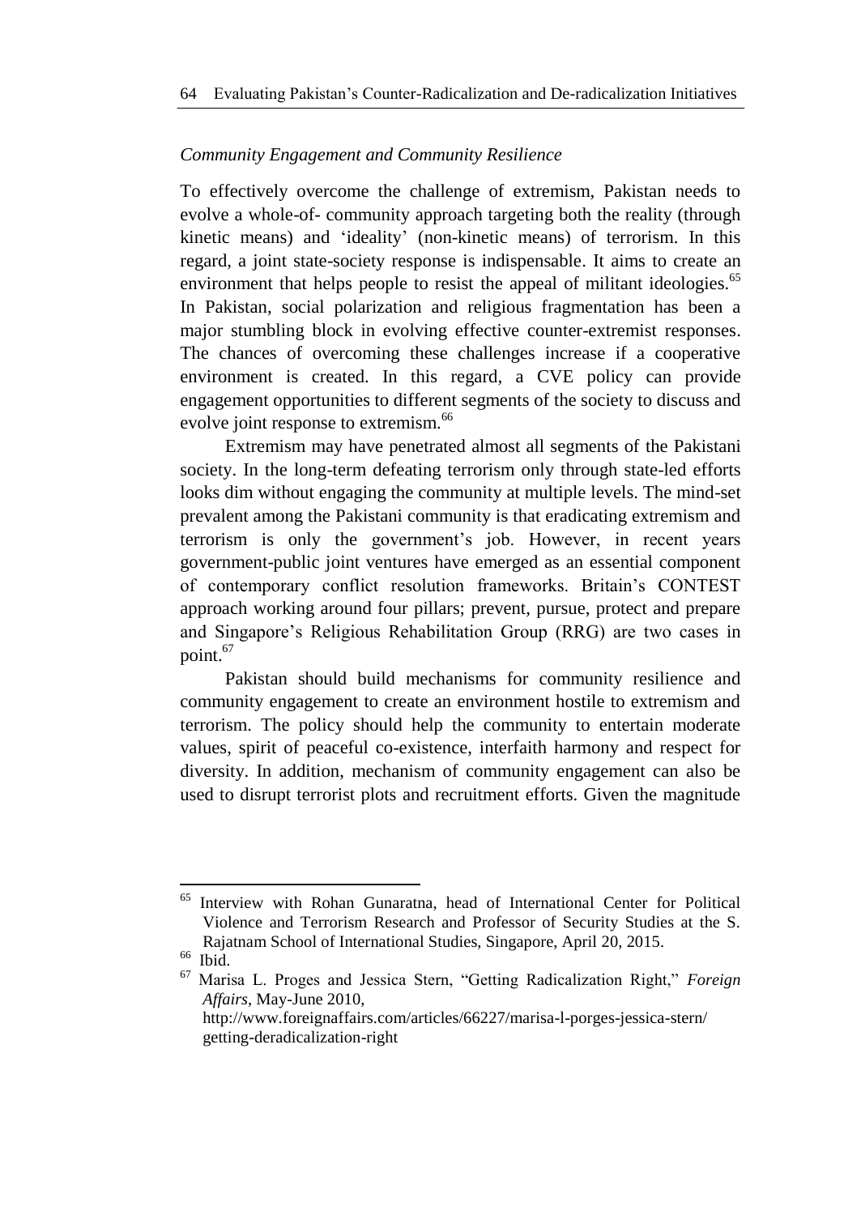*Community Engagement and Community Resilience*

To effectively overcome the challenge of extremism, Pakistan needs to evolve a whole-of- community approach targeting both the reality (through kinetic means) and 'ideality' (non-kinetic means) of terrorism. In this regard, a joint state-society response is indispensable. It aims to create an environment that helps people to resist the appeal of militant ideologies.[65] In Pakistan, social polarization and religious fragmentation has been a major stumbling block in evolving effective counter-extremist responses. The chances of overcoming these challenges increase if a cooperative environment is created. In this regard, a CVE policy can provide engagement opportunities to different segments of the society to discuss and evolve joint response to extremism.[66]

Extremism may have penetrated almost all segments of the Pakistani society. In the long-term defeating terrorism only through state-led efforts looks dim without engaging the community at multiple levels. The mind-set prevalent among the Pakistani community is that eradicating extremism and terrorism is only the government's job. However, in recent years government-public joint ventures have emerged as an essential component of contemporary conflict resolution frameworks. Britain's CONTEST approach working around four pillars; prevent, pursue, protect and prepare and Singapore's Religious Rehabilitation Group (RRG) are two cases in point.[67]

Pakistan should build mechanisms for community resilience and community engagement to create an environment hostile to extremism and terrorism. The policy should help the community to entertain moderate values, spirit of peaceful co-existence, interfaith harmony and respect for diversity. In addition, mechanism of community engagement can also be used to disrupt terrorist plots and recruitment efforts. Given the magnitude

---

[65] Interview with Rohan Gunaratna, head of International Center for Political Violence and Terrorism Research and Professor of Security Studies at the S. Rajatnam School of International Studies, Singapore, April 20, 2015.

[66] Ibid.

[67] Marisa L. Proges and Jessica Stern, "Getting Radicalization Right," *Foreign Affairs*, May-June 2010, http://www.foreignaffairs.com/articles/66227/marisa-l-porges-jessica-stern/getting-deradicalization-right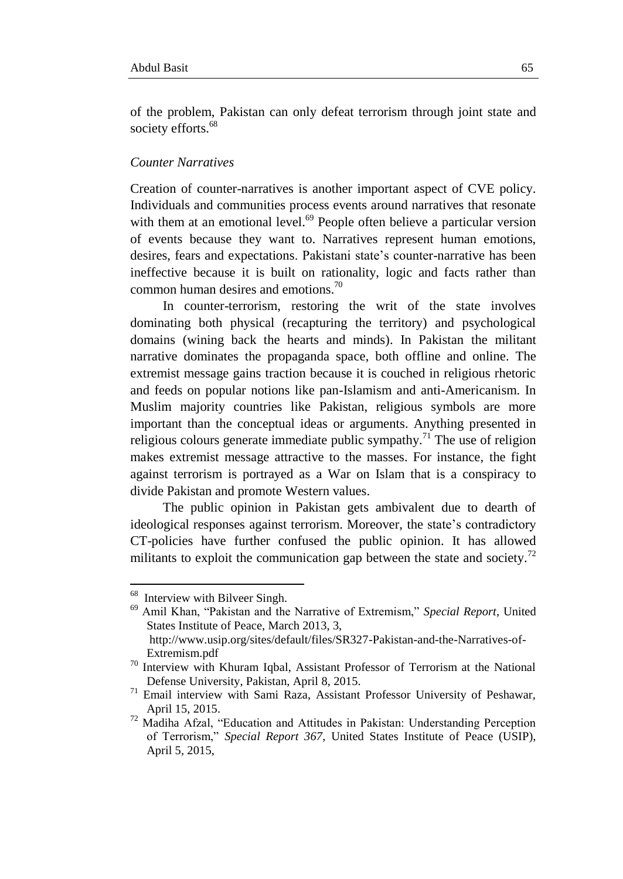of the problem, Pakistan can only defeat terrorism through joint state and society efforts.[68]

*Counter Narratives*

Creation of counter-narratives is another important aspect of CVE policy. Individuals and communities process events around narratives that resonate with them at an emotional level.[69] People often believe a particular version of events because they want to. Narratives represent human emotions, desires, fears and expectations. Pakistani state's counter-narrative has been ineffective because it is built on rationality, logic and facts rather than common human desires and emotions.[70]

In counter-terrorism, restoring the writ of the state involves dominating both physical (recapturing the territory) and psychological domains (wining back the hearts and minds). In Pakistan the militant narrative dominates the propaganda space, both offline and online. The extremist message gains traction because it is couched in religious rhetoric and feeds on popular notions like pan-Islamism and anti-Americanism. In Muslim majority countries like Pakistan, religious symbols are more important than the conceptual ideas or arguments. Anything presented in religious colours generate immediate public sympathy.[71] The use of religion makes extremist message attractive to the masses. For instance, the fight against terrorism is portrayed as a War on Islam that is a conspiracy to divide Pakistan and promote Western values.

The public opinion in Pakistan gets ambivalent due to dearth of ideological responses against terrorism. Moreover, the state's contradictory CT-policies have further confused the public opinion. It has allowed militants to exploit the communication gap between the state and society.[72]

---

[68] Interview with Bilveer Singh.

[69] Amil Khan, "Pakistan and the Narrative of Extremism," *Special Report*, United States Institute of Peace, March 2013, 3, http://www.usip.org/sites/default/files/SR327-Pakistan-and-the-Narratives-of-Extremism.pdf

[70] Interview with Khuram Iqbal, Assistant Professor of Terrorism at the National Defense University, Pakistan, April 8, 2015.

[71] Email interview with Sami Raza, Assistant Professor University of Peshawar, April 15, 2015.

[72] Madiha Afzal, "Education and Attitudes in Pakistan: Understanding Perception of Terrorism," *Special Report 367*, United States Institute of Peace (USIP), April 5, 2015,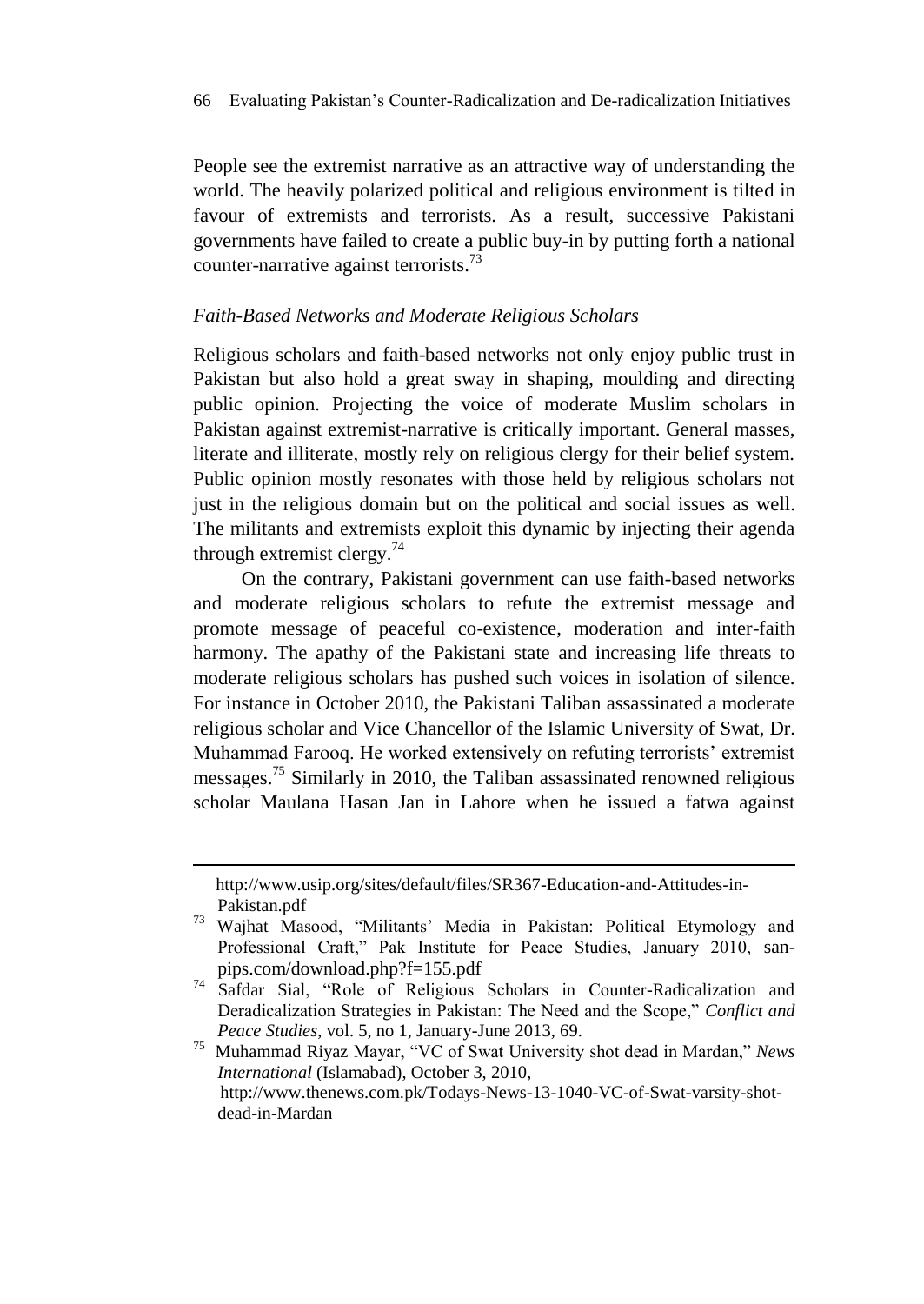People see the extremist narrative as an attractive way of understanding the world. The heavily polarized political and religious environment is tilted in favour of extremists and terrorists. As a result, successive Pakistani governments have failed to create a public buy-in by putting forth a national counter-narrative against terrorists.[73]

### *Faith-Based Networks and Moderate Religious Scholars*

Religious scholars and faith-based networks not only enjoy public trust in Pakistan but also hold a great sway in shaping, moulding and directing public opinion. Projecting the voice of moderate Muslim scholars in Pakistan against extremist-narrative is critically important. General masses, literate and illiterate, mostly rely on religious clergy for their belief system. Public opinion mostly resonates with those held by religious scholars not just in the religious domain but on the political and social issues as well. The militants and extremists exploit this dynamic by injecting their agenda through extremist clergy.[74]

On the contrary, Pakistani government can use faith-based networks and moderate religious scholars to refute the extremist message and promote message of peaceful co-existence, moderation and inter-faith harmony. The apathy of the Pakistani state and increasing life threats to moderate religious scholars has pushed such voices in isolation of silence. For instance in October 2010, the Pakistani Taliban assassinated a moderate religious scholar and Vice Chancellor of the Islamic University of Swat, Dr. Muhammad Farooq. He worked extensively on refuting terrorists' extremist messages.[75] Similarly in 2010, the Taliban assassinated renowned religious scholar Maulana Hasan Jan in Lahore when he issued a fatwa against

---

http://www.usip.org/sites/default/files/SR367-Education-and-Attitudes-in-Pakistan.pdf

[73] Wajhat Masood, "Militants' Media in Pakistan: Political Etymology and Professional Craft," Pak Institute for Peace Studies, January 2010, san-pips.com/download.php?f=155.pdf

[74] Safdar Sial, "Role of Religious Scholars in Counter-Radicalization and Deradicalization Strategies in Pakistan: The Need and the Scope," *Conflict and Peace Studies*, vol. 5, no 1, January-June 2013, 69.

[75] Muhammad Riyaz Mayar, "VC of Swat University shot dead in Mardan," *News International* (Islamabad), October 3, 2010, http://www.thenews.com.pk/Todays-News-13-1040-VC-of-Swat-varsity-shot-dead-in-Mardan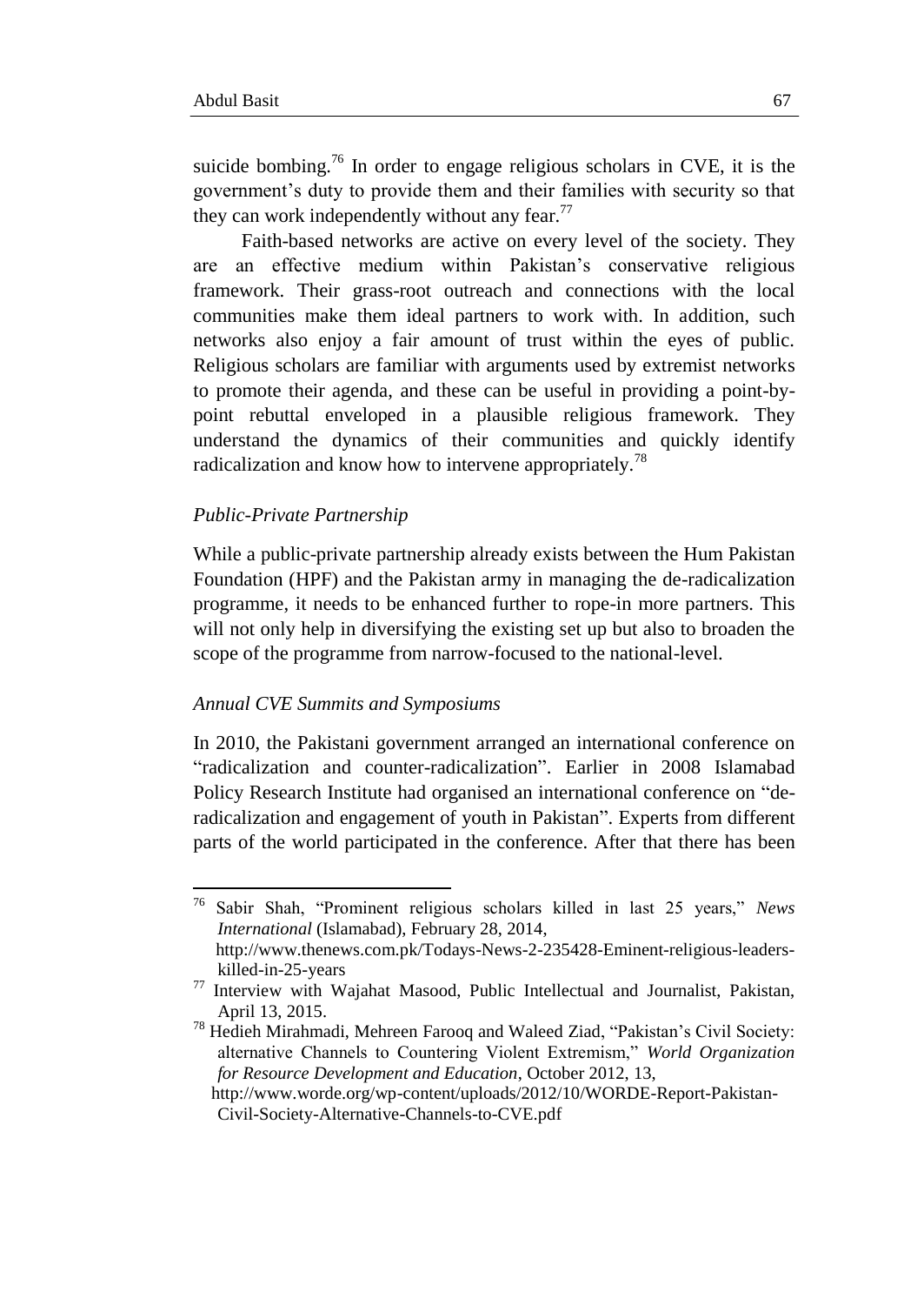suicide bombing.[76] In order to engage religious scholars in CVE, it is the government's duty to provide them and their families with security so that they can work independently without any fear.[77]

Faith-based networks are active on every level of the society. They are an effective medium within Pakistan's conservative religious framework. Their grass-root outreach and connections with the local communities make them ideal partners to work with. In addition, such networks also enjoy a fair amount of trust within the eyes of public. Religious scholars are familiar with arguments used by extremist networks to promote their agenda, and these can be useful in providing a point-by-point rebuttal enveloped in a plausible religious framework. They understand the dynamics of their communities and quickly identify radicalization and know how to intervene appropriately.[78]

### *Public-Private Partnership*

While a public-private partnership already exists between the Hum Pakistan Foundation (HPF) and the Pakistan army in managing the de-radicalization programme, it needs to be enhanced further to rope-in more partners. This will not only help in diversifying the existing set up but also to broaden the scope of the programme from narrow-focused to the national-level.

### *Annual CVE Summits and Symposiums*

In 2010, the Pakistani government arranged an international conference on "radicalization and counter-radicalization". Earlier in 2008 Islamabad Policy Research Institute had organised an international conference on "de-radicalization and engagement of youth in Pakistan". Experts from different parts of the world participated in the conference. After that there has been

---

[76] Sabir Shah, "Prominent religious scholars killed in last 25 years," *News International* (Islamabad), February 28, 2014, http://www.thenews.com.pk/Todays-News-2-235428-Eminent-religious-leaders-killed-in-25-years

[77] Interview with Wajahat Masood, Public Intellectual and Journalist, Pakistan, April 13, 2015.

[78] Hedieh Mirahmadi, Mehreen Farooq and Waleed Ziad, "Pakistan's Civil Society: alternative Channels to Countering Violent Extremism," *World Organization for Resource Development and Education*, October 2012, 13, http://www.worde.org/wp-content/uploads/2012/10/WORDE-Report-Pakistan-Civil-Society-Alternative-Channels-to-CVE.pdf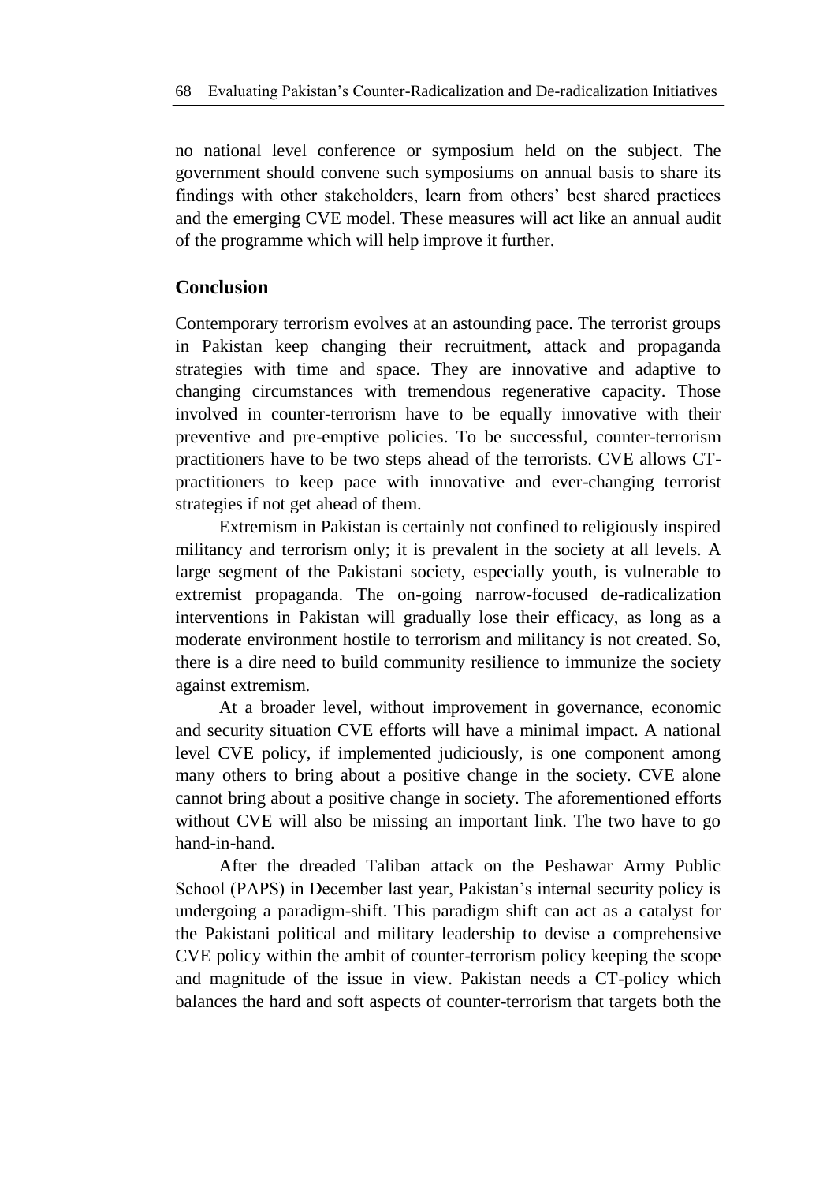no national level conference or symposium held on the subject. The government should convene such symposiums on annual basis to share its findings with other stakeholders, learn from others' best shared practices and the emerging CVE model. These measures will act like an annual audit of the programme which will help improve it further.

## Conclusion

Contemporary terrorism evolves at an astounding pace. The terrorist groups in Pakistan keep changing their recruitment, attack and propaganda strategies with time and space. They are innovative and adaptive to changing circumstances with tremendous regenerative capacity. Those involved in counter-terrorism have to be equally innovative with their preventive and pre-emptive policies. To be successful, counter-terrorism practitioners have to be two steps ahead of the terrorists. CVE allows CT-practitioners to keep pace with innovative and ever-changing terrorist strategies if not get ahead of them.

Extremism in Pakistan is certainly not confined to religiously inspired militancy and terrorism only; it is prevalent in the society at all levels. A large segment of the Pakistani society, especially youth, is vulnerable to extremist propaganda. The on-going narrow-focused de-radicalization interventions in Pakistan will gradually lose their efficacy, as long as a moderate environment hostile to terrorism and militancy is not created. So, there is a dire need to build community resilience to immunize the society against extremism.

At a broader level, without improvement in governance, economic and security situation CVE efforts will have a minimal impact. A national level CVE policy, if implemented judiciously, is one component among many others to bring about a positive change in the society. CVE alone cannot bring about a positive change in society. The aforementioned efforts without CVE will also be missing an important link. The two have to go hand-in-hand.

After the dreaded Taliban attack on the Peshawar Army Public School (PAPS) in December last year, Pakistan's internal security policy is undergoing a paradigm-shift. This paradigm shift can act as a catalyst for the Pakistani political and military leadership to devise a comprehensive CVE policy within the ambit of counter-terrorism policy keeping the scope and magnitude of the issue in view. Pakistan needs a CT-policy which balances the hard and soft aspects of counter-terrorism that targets both the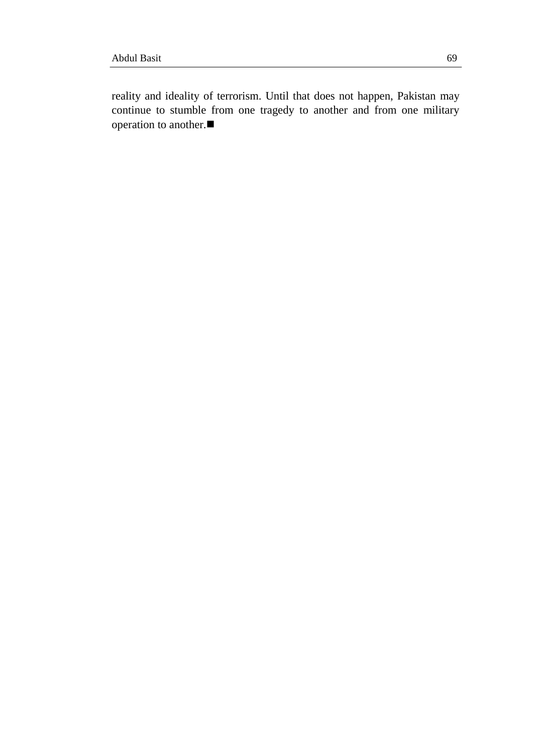reality and ideality of terrorism. Until that does not happen, Pakistan may continue to stumble from one tragedy to another and from one military operation to another.■